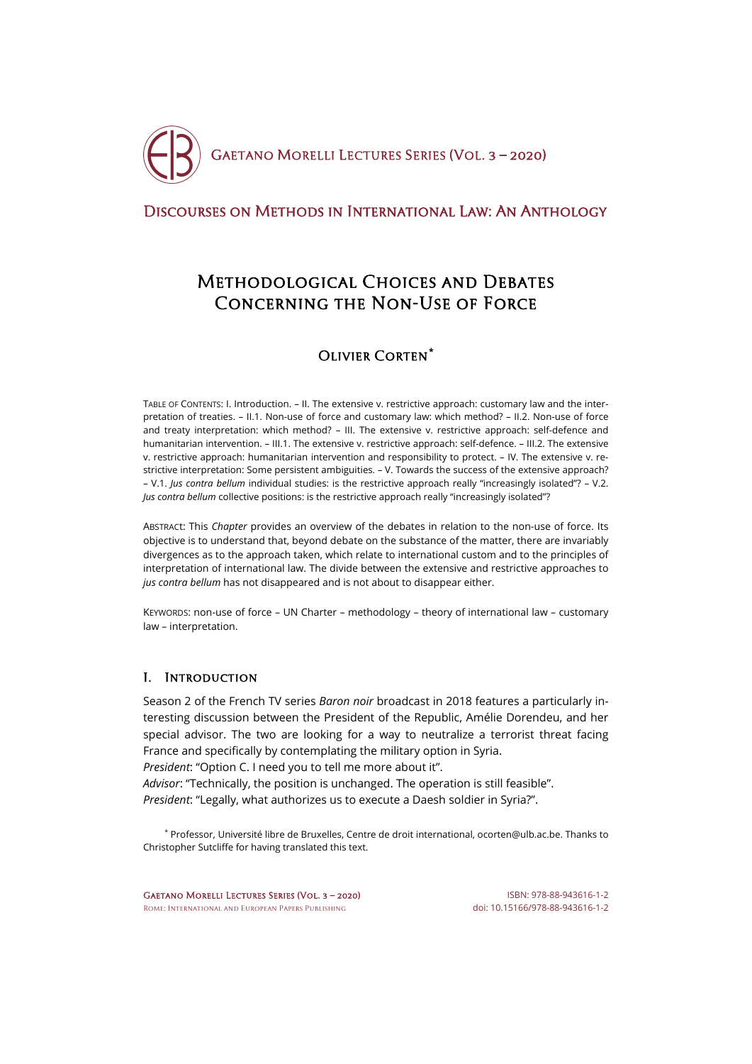# Methodological Choices and Debates Concerning the Non-Use of Force

## Olivier Corten[*]

Table of Contents: I. Introduction. – II. The extensive v. restrictive approach: customary law and the interpretation of treaties. – II.1. Non-use of force and customary law: which method? – II.2. Non-use of force and treaty interpretation: which method? – III. The extensive v. restrictive approach: self-defence and humanitarian intervention. – III.1. The extensive v. restrictive approach: self-defence. – III.2. The extensive v. restrictive approach: humanitarian intervention and responsibility to protect. – IV. The extensive v. restrictive interpretation: Some persistent ambiguities. – V. Towards the success of the extensive approach? – V.1. *Jus contra bellum* individual studies: is the restrictive approach really "increasingly isolated"? – V.2. *Jus contra bellum* collective positions: is the restrictive approach really "increasingly isolated"?

Abstract: This *Chapter* provides an overview of the debates in relation to the non-use of force. Its objective is to understand that, beyond debate on the substance of the matter, there are invariably divergences as to the approach taken, which relate to international custom and to the principles of interpretation of international law. The divide between the extensive and restrictive approaches to *jus contra bellum* has not disappeared and is not about to disappear either.

Keywords: non-use of force – UN Charter – methodology – theory of international law – customary law – interpretation.

## I. Introduction

Season 2 of the French TV series *Baron noir* broadcast in 2018 features a particularly interesting discussion between the President of the Republic, Amélie Dorendeu, and her special advisor. The two are looking for a way to neutralize a terrorist threat facing France and specifically by contemplating the military option in Syria.

*President*: "Option C. I need you to tell me more about it".

*Advisor*: "Technically, the position is unchanged. The operation is still feasible".

*President*: "Legally, what authorizes us to execute a Daesh soldier in Syria?".

[*] Professor, Université libre de Bruxelles, Centre de droit international, ocorten@ulb.ac.be. Thanks to Christopher Sutcliffe for having translated this text.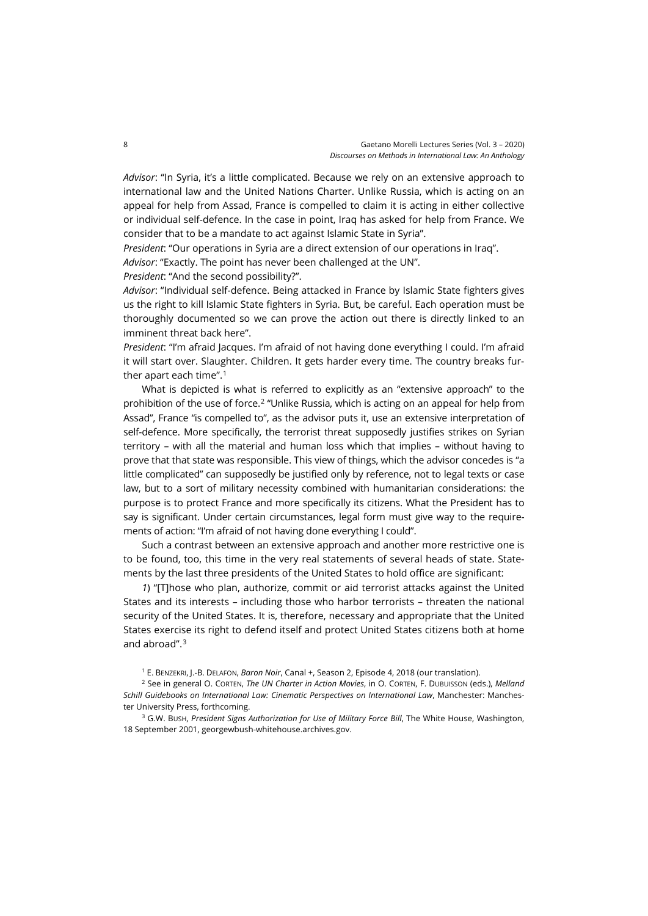*Advisor*: "In Syria, it's a little complicated. Because we rely on an extensive approach to international law and the United Nations Charter. Unlike Russia, which is acting on an appeal for help from Assad, France is compelled to claim it is acting in either collective or individual self-defence. In the case in point, Iraq has asked for help from France. We consider that to be a mandate to act against Islamic State in Syria".

*President*: "Our operations in Syria are a direct extension of our operations in Iraq".

*Advisor*: "Exactly. The point has never been challenged at the UN".

*President*: "And the second possibility?".

*Advisor*: "Individual self-defence. Being attacked in France by Islamic State fighters gives us the right to kill Islamic State fighters in Syria. But, be careful. Each operation must be thoroughly documented so we can prove the action out there is directly linked to an imminent threat back here".

*President*: "I'm afraid Jacques. I'm afraid of not having done everything I could. I'm afraid it will start over. Slaughter. Children. It gets harder every time. The country breaks further apart each time".[1]

What is depicted is what is referred to explicitly as an "extensive approach" to the prohibition of the use of force.[2] "Unlike Russia, which is acting on an appeal for help from Assad", France "is compelled to", as the advisor puts it, use an extensive interpretation of self-defence. More specifically, the terrorist threat supposedly justifies strikes on Syrian territory – with all the material and human loss which that implies – without having to prove that that state was responsible. This view of things, which the advisor concedes is "a little complicated" can supposedly be justified only by reference, not to legal texts or case law, but to a sort of military necessity combined with humanitarian considerations: the purpose is to protect France and more specifically its citizens. What the President has to say is significant. Under certain circumstances, legal form must give way to the requirements of action: "I'm afraid of not having done everything I could".

Such a contrast between an extensive approach and another more restrictive one is to be found, too, this time in the very real statements of several heads of state. Statements by the last three presidents of the United States to hold office are significant:

*1*) "[T]hose who plan, authorize, commit or aid terrorist attacks against the United States and its interests – including those who harbor terrorists – threaten the national security of the United States. It is, therefore, necessary and appropriate that the United States exercise its right to defend itself and protect United States citizens both at home and abroad".[3]

---

[1] E. Benzekri, J.-B. Delafon, *Baron Noir*, Canal +, Season 2, Episode 4, 2018 (our translation).

[2] See in general O. Corten, *The UN Charter in Action Movies*, in O. Corten, F. Dubuisson (eds.), *Melland Schill Guidebooks on International Law: Cinematic Perspectives on International Law*, Manchester: Manchester University Press, forthcoming.

[3] G.W. Bush, *President Signs Authorization for Use of Military Force Bill*, The White House, Washington, 18 September 2001, georgewbush-whitehouse.archives.gov.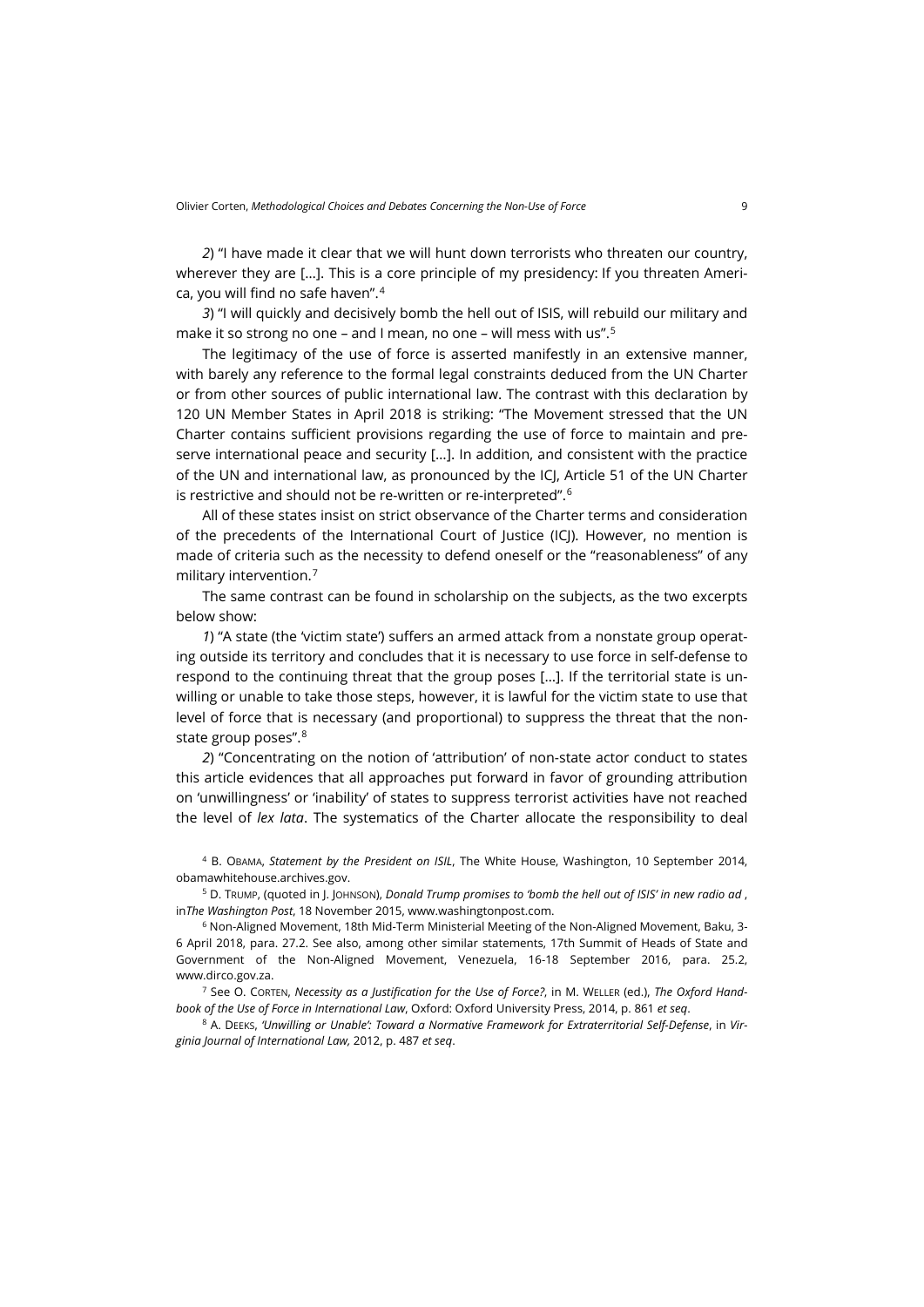*2*) "I have made it clear that we will hunt down terrorists who threaten our country, wherever they are [...]. This is a core principle of my presidency: If you threaten America, you will find no safe haven".[4]

*3*) "I will quickly and decisively bomb the hell out of ISIS, will rebuild our military and make it so strong no one – and I mean, no one – will mess with us".[5]

The legitimacy of the use of force is asserted manifestly in an extensive manner, with barely any reference to the formal legal constraints deduced from the UN Charter or from other sources of public international law. The contrast with this declaration by 120 UN Member States in April 2018 is striking: "The Movement stressed that the UN Charter contains sufficient provisions regarding the use of force to maintain and preserve international peace and security [...]. In addition, and consistent with the practice of the UN and international law, as pronounced by the ICJ, Article 51 of the UN Charter is restrictive and should not be re-written or re-interpreted".[6]

All of these states insist on strict observance of the Charter terms and consideration of the precedents of the International Court of Justice (ICJ). However, no mention is made of criteria such as the necessity to defend oneself or the "reasonableness" of any military intervention.[7]

The same contrast can be found in scholarship on the subjects, as the two excerpts below show:

*1*) "A state (the 'victim state') suffers an armed attack from a nonstate group operating outside its territory and concludes that it is necessary to use force in self-defense to respond to the continuing threat that the group poses [...]. If the territorial state is unwilling or unable to take those steps, however, it is lawful for the victim state to use that level of force that is necessary (and proportional) to suppress the threat that the non-state group poses".[8]

*2*) "Concentrating on the notion of 'attribution' of non-state actor conduct to states this article evidences that all approaches put forward in favor of grounding attribution on 'unwillingness' or 'inability' of states to suppress terrorist activities have not reached the level of *lex lata*. The systematics of the Charter allocate the responsibility to deal

[4] B. Obama, *Statement by the President on ISIL*, The White House, Washington, 10 September 2014, obamawhitehouse.archives.gov.

[5] D. Trump, (quoted in J. Johnson), *Donald Trump promises to 'bomb the hell out of ISIS' in new radio ad* , in*The Washington Post*, 18 November 2015, www.washingtonpost.com.

[6] Non-Aligned Movement, 18th Mid-Term Ministerial Meeting of the Non-Aligned Movement, Baku, 3-6 April 2018, para. 27.2. See also, among other similar statements, 17th Summit of Heads of State and Government of the Non-Aligned Movement, Venezuela, 16-18 September 2016, para. 25.2, www.dirco.gov.za.

[7] See O. Corten, *Necessity as a Justification for the Use of Force?*, in M. Weller (ed.), *The Oxford Handbook of the Use of Force in International Law*, Oxford: Oxford University Press, 2014, p. 861 *et seq*.

[8] A. Deeks, *'Unwilling or Unable': Toward a Normative Framework for Extraterritorial Self-Defense*, in *Virginia Journal of International Law,* 2012, p. 487 *et seq*.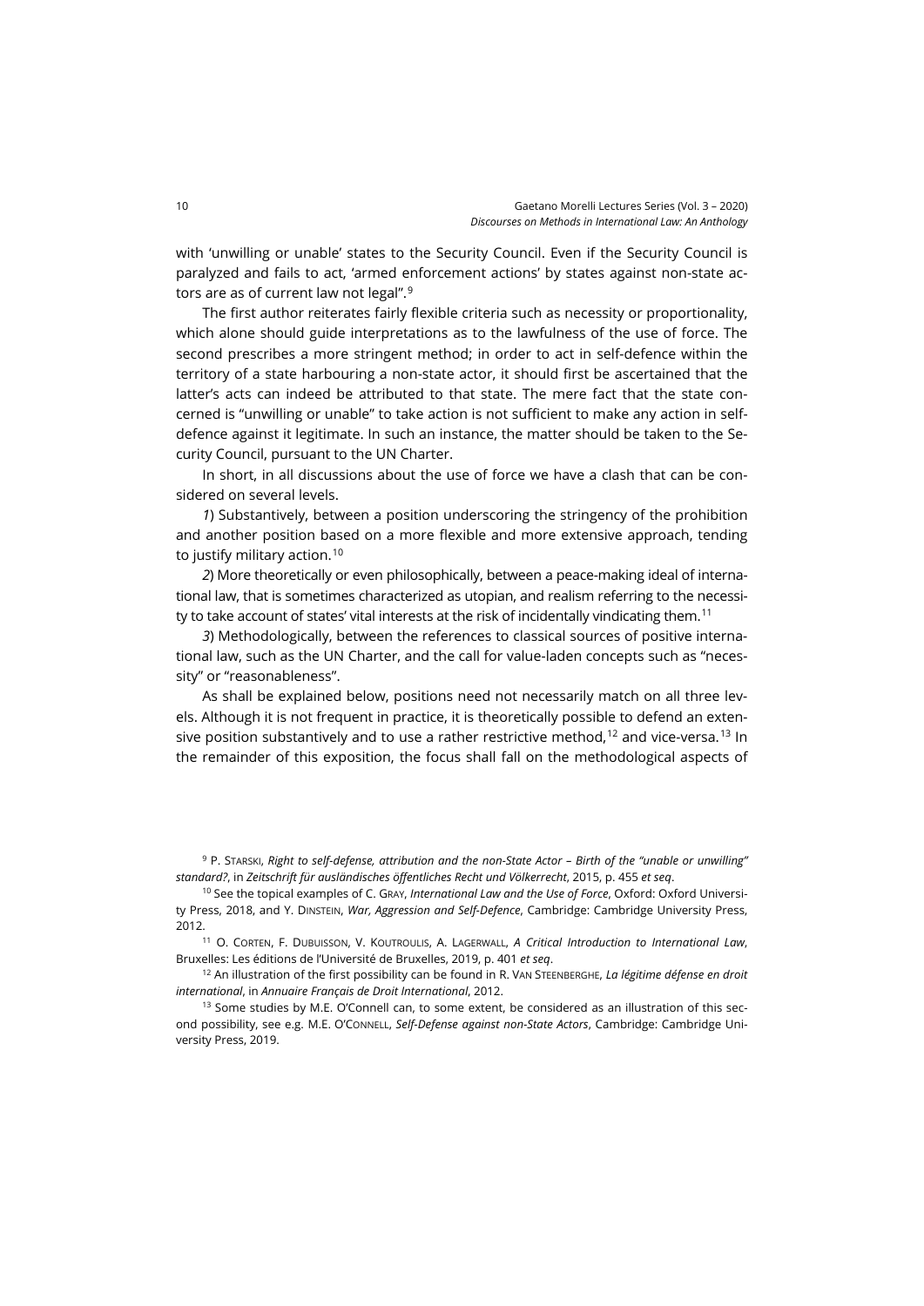with 'unwilling or unable' states to the Security Council. Even if the Security Council is paralyzed and fails to act, 'armed enforcement actions' by states against non-state actors are as of current law not legal".[9]

The first author reiterates fairly flexible criteria such as necessity or proportionality, which alone should guide interpretations as to the lawfulness of the use of force. The second prescribes a more stringent method; in order to act in self-defence within the territory of a state harbouring a non-state actor, it should first be ascertained that the latter's acts can indeed be attributed to that state. The mere fact that the state concerned is "unwilling or unable" to take action is not sufficient to make any action in self-defence against it legitimate. In such an instance, the matter should be taken to the Security Council, pursuant to the UN Charter.

In short, in all discussions about the use of force we have a clash that can be considered on several levels.

*1*) Substantively, between a position underscoring the stringency of the prohibition and another position based on a more flexible and more extensive approach, tending to justify military action.[10]

*2*) More theoretically or even philosophically, between a peace-making ideal of international law, that is sometimes characterized as utopian, and realism referring to the necessity to take account of states' vital interests at the risk of incidentally vindicating them.[11]

*3*) Methodologically, between the references to classical sources of positive international law, such as the UN Charter, and the call for value-laden concepts such as "necessity" or "reasonableness".

As shall be explained below, positions need not necessarily match on all three levels. Although it is not frequent in practice, it is theoretically possible to defend an extensive position substantively and to use a rather restrictive method,[12] and vice-versa.[13] In the remainder of this exposition, the focus shall fall on the methodological aspects of

---

[9] P. Starski, *Right to self-defense, attribution and the non-State Actor – Birth of the "unable or unwilling" standard?*, in *Zeitschrift für ausländisches öffentliches Recht und Völkerrecht*, 2015, p. 455 *et seq*.

[10] See the topical examples of C. Gray, *International Law and the Use of Force*, Oxford: Oxford University Press, 2018, and Y. Dinstein, *War, Aggression and Self-Defence*, Cambridge: Cambridge University Press, 2012.

[11] O. Corten, F. Dubuisson, V. Koutroulis, A. Lagerwall, *A Critical Introduction to International Law*, Bruxelles: Les éditions de l'Université de Bruxelles, 2019, p. 401 *et seq*.

[12] An illustration of the first possibility can be found in R. Van Steenberghe, *La légitime défense en droit international*, in *Annuaire Français de Droit International*, 2012.

[13] Some studies by M.E. O'Connell can, to some extent, be considered as an illustration of this second possibility, see e.g. M.E. O'Connell, *Self-Defense against non-State Actors*, Cambridge: Cambridge University Press, 2019.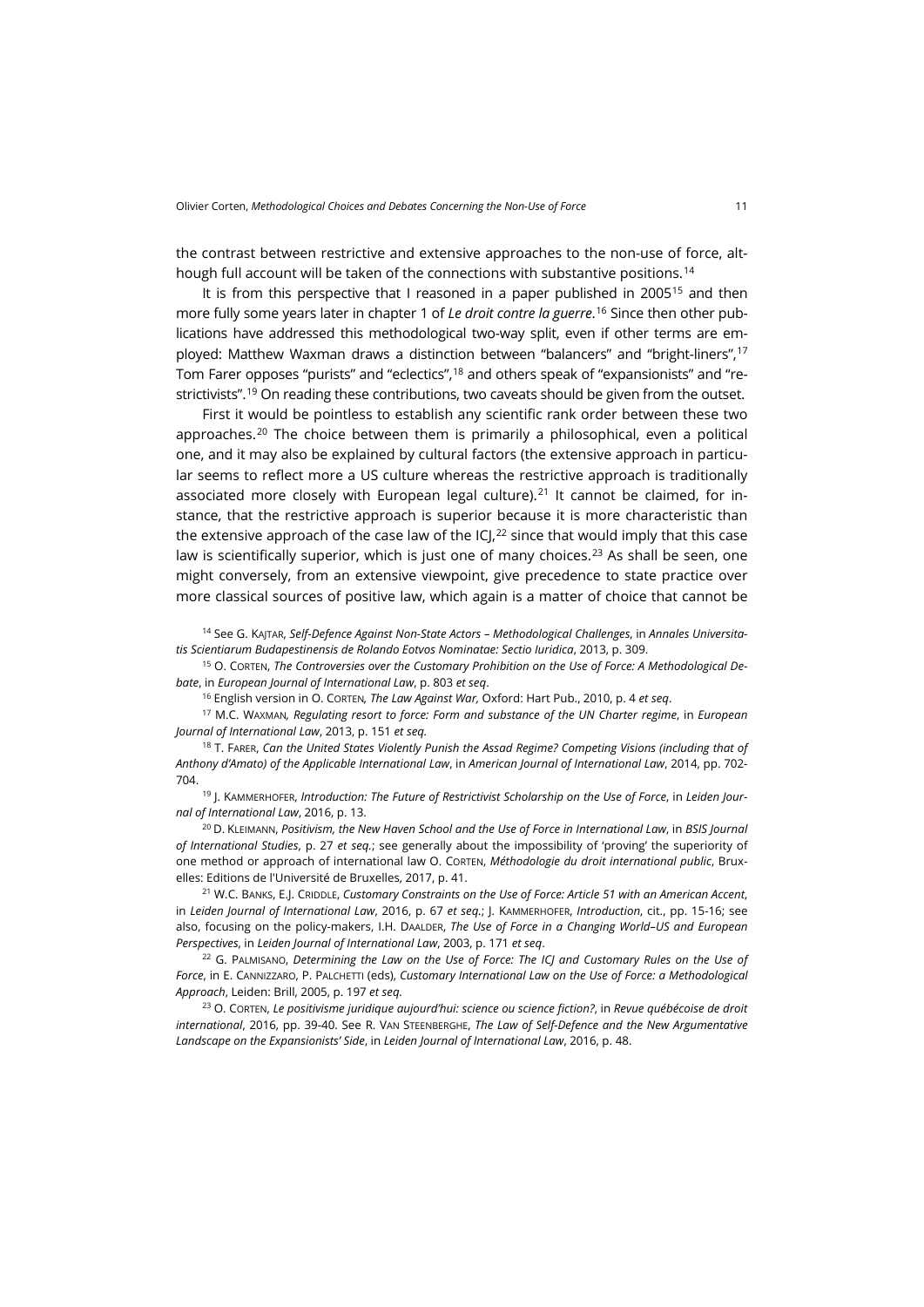the contrast between restrictive and extensive approaches to the non-use of force, although full account will be taken of the connections with substantive positions.[14]

It is from this perspective that I reasoned in a paper published in 2005[15] and then more fully some years later in chapter 1 of *Le droit contre la guerre*.[16] Since then other publications have addressed this methodological two-way split, even if other terms are employed: Matthew Waxman draws a distinction between "balancers" and "bright-liners",[17] Tom Farer opposes "purists" and "eclectics",[18] and others speak of "expansionists" and "restrictivists".[19] On reading these contributions, two caveats should be given from the outset.

First it would be pointless to establish any scientific rank order between these two approaches.[20] The choice between them is primarily a philosophical, even a political one, and it may also be explained by cultural factors (the extensive approach in particular seems to reflect more a US culture whereas the restrictive approach is traditionally associated more closely with European legal culture).[21] It cannot be claimed, for instance, that the restrictive approach is superior because it is more characteristic than the extensive approach of the case law of the ICJ,[22] since that would imply that this case law is scientifically superior, which is just one of many choices.[23] As shall be seen, one might conversely, from an extensive viewpoint, give precedence to state practice over more classical sources of positive law, which again is a matter of choice that cannot be

[14] See G. Kajtar, *Self-Defence Against Non-State Actors – Methodological Challenges*, in *Annales Universitatis Scientiarum Budapestinensis de Rolando Eotvos Nominatae: Sectio Iuridica*, 2013, p. 309.

[15] O. Corten, *The Controversies over the Customary Prohibition on the Use of Force: A Methodological Debate*, in *European Journal of International Law*, p. 803 *et seq*.

[16] English version in O. Corten*, The Law Against War*, Oxford: Hart Pub., 2010, p. 4 *et seq*.

[17] M.C. Waxman*, Regulating resort to force: Form and substance of the UN Charter regime*, in *European Journal of International Law*, 2013, p. 151 *et seq.*

[18] T. Farer, *Can the United States Violently Punish the Assad Regime? Competing Visions (including that of Anthony d'Amato) of the Applicable International Law*, in *American Journal of International Law*, 2014, pp. 702-704.

[19] J. Kammerhofer, *Introduction: The Future of Restrictivist Scholarship on the Use of Force*, in *Leiden Journal of International Law*, 2016, p. 13.

[20] D. Kleimann, *Positivism, the New Haven School and the Use of Force in International Law*, in *BSIS Journal of International Studies*, p. 27 *et seq.*; see generally about the impossibility of 'proving' the superiority of one method or approach of international law O. Corten, *Méthodologie du droit international public*, Bruxelles: Editions de l'Université de Bruxelles, 2017, p. 41.

[21] W.C. Banks, E.J. Criddle, *Customary Constraints on the Use of Force: Article 51 with an American Accent*, in *Leiden Journal of International Law*, 2016, p. 67 *et seq.*; J. Kammerhofer, *Introduction*, cit., pp. 15-16; see also, focusing on the policy-makers, I.H. Daalder, *The Use of Force in a Changing World–US and European Perspectives*, in *Leiden Journal of International Law*, 2003, p. 171 *et seq*.

[22] G. Palmisano, *Determining the Law on the Use of Force: The ICJ and Customary Rules on the Use of Force*, in E. Cannizzaro, P. Palchetti (eds), *Customary International Law on the Use of Force: a Methodological Approach*, Leiden: Brill, 2005, p. 197 *et seq.*

[23] O. Corten, *Le positivisme juridique aujourd'hui: science ou science fiction?*, in *Revue québécoise de droit international*, 2016, pp. 39-40. See R. Van Steenberghe, *The Law of Self-Defence and the New Argumentative Landscape on the Expansionists' Side*, in *Leiden Journal of International Law*, 2016, p. 48.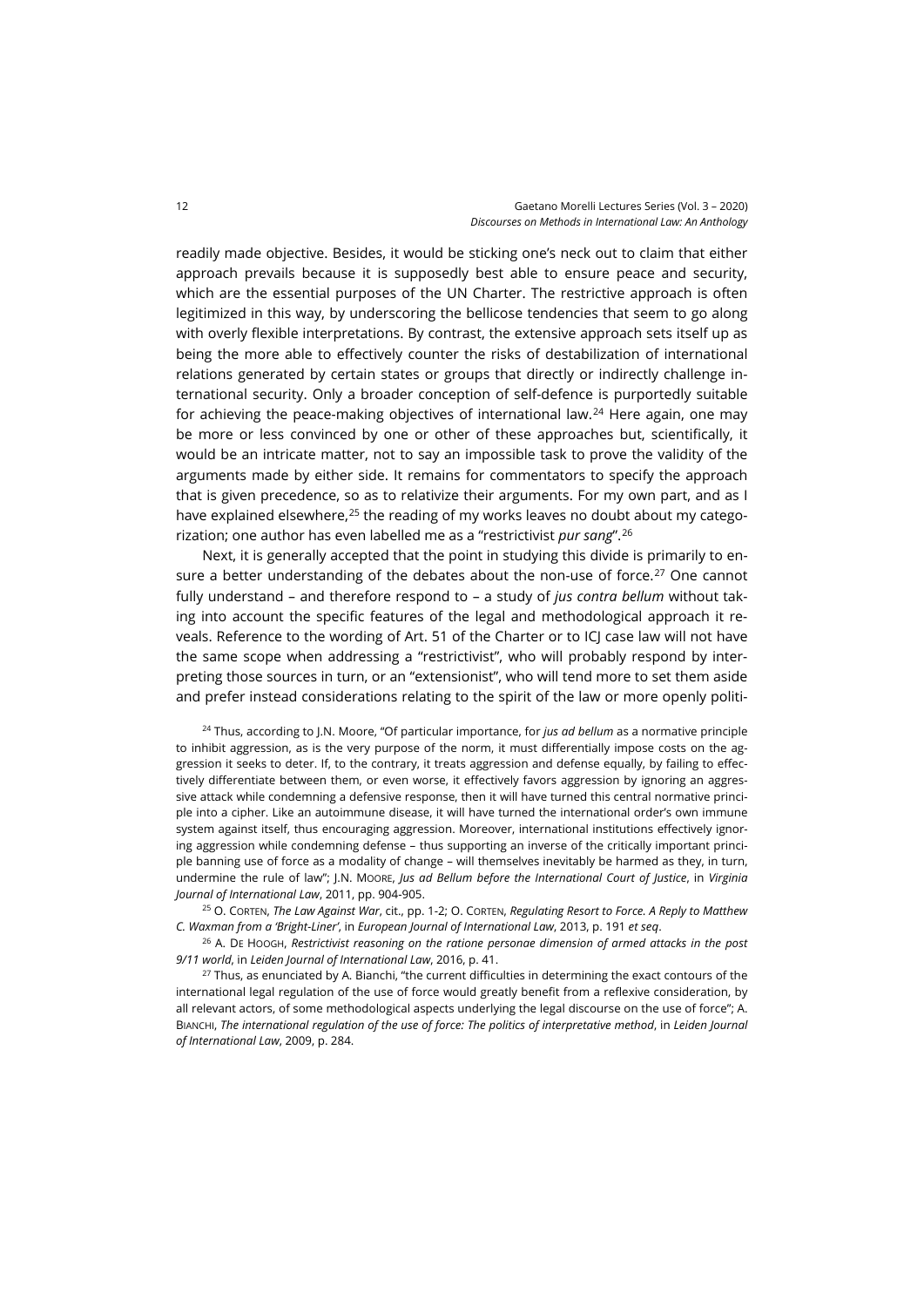readily made objective. Besides, it would be sticking one's neck out to claim that either approach prevails because it is supposedly best able to ensure peace and security, which are the essential purposes of the UN Charter. The restrictive approach is often legitimized in this way, by underscoring the bellicose tendencies that seem to go along with overly flexible interpretations. By contrast, the extensive approach sets itself up as being the more able to effectively counter the risks of destabilization of international relations generated by certain states or groups that directly or indirectly challenge international security. Only a broader conception of self-defence is purportedly suitable for achieving the peace-making objectives of international law.[24] Here again, one may be more or less convinced by one or other of these approaches but, scientifically, it would be an intricate matter, not to say an impossible task to prove the validity of the arguments made by either side. It remains for commentators to specify the approach that is given precedence, so as to relativize their arguments. For my own part, and as I have explained elsewhere,[25] the reading of my works leaves no doubt about my categorization; one author has even labelled me as a "restrictivist *pur sang*".[26]

Next, it is generally accepted that the point in studying this divide is primarily to ensure a better understanding of the debates about the non-use of force.[27] One cannot fully understand – and therefore respond to – a study of *jus contra bellum* without taking into account the specific features of the legal and methodological approach it reveals. Reference to the wording of Art. 51 of the Charter or to ICJ case law will not have the same scope when addressing a "restrictivist", who will probably respond by interpreting those sources in turn, or an "extensionist", who will tend more to set them aside and prefer instead considerations relating to the spirit of the law or more openly politi-

[24] Thus, according to J.N. Moore, "Of particular importance, for *jus ad bellum* as a normative principle to inhibit aggression, as is the very purpose of the norm, it must differentially impose costs on the aggression it seeks to deter. If, to the contrary, it treats aggression and defense equally, by failing to effectively differentiate between them, or even worse, it effectively favors aggression by ignoring an aggressive attack while condemning a defensive response, then it will have turned this central normative principle into a cipher. Like an autoimmune disease, it will have turned the international order's own immune system against itself, thus encouraging aggression. Moreover, international institutions effectively ignoring aggression while condemning defense – thus supporting an inverse of the critically important principle banning use of force as a modality of change – will themselves inevitably be harmed as they, in turn, undermine the rule of law"; J.N. Moore, *Jus ad Bellum before the International Court of Justice*, in *Virginia Journal of International Law*, 2011, pp. 904-905.

[25] O. Corten, *The Law Against War*, cit., pp. 1-2; O. Corten, *Regulating Resort to Force. A Reply to Matthew C. Waxman from a 'Bright-Liner'*, in *European Journal of International Law*, 2013, p. 191 *et seq*.

[26] A. De Hoogh, *Restrictivist reasoning on the ratione personae dimension of armed attacks in the post 9/11 world*, in *Leiden Journal of International Law*, 2016, p. 41.

[27] Thus, as enunciated by A. Bianchi, "the current difficulties in determining the exact contours of the international legal regulation of the use of force would greatly benefit from a reflexive consideration, by all relevant actors, of some methodological aspects underlying the legal discourse on the use of force"; A. Bianchi, *The international regulation of the use of force: The politics of interpretative method*, in *Leiden Journal of International Law*, 2009, p. 284.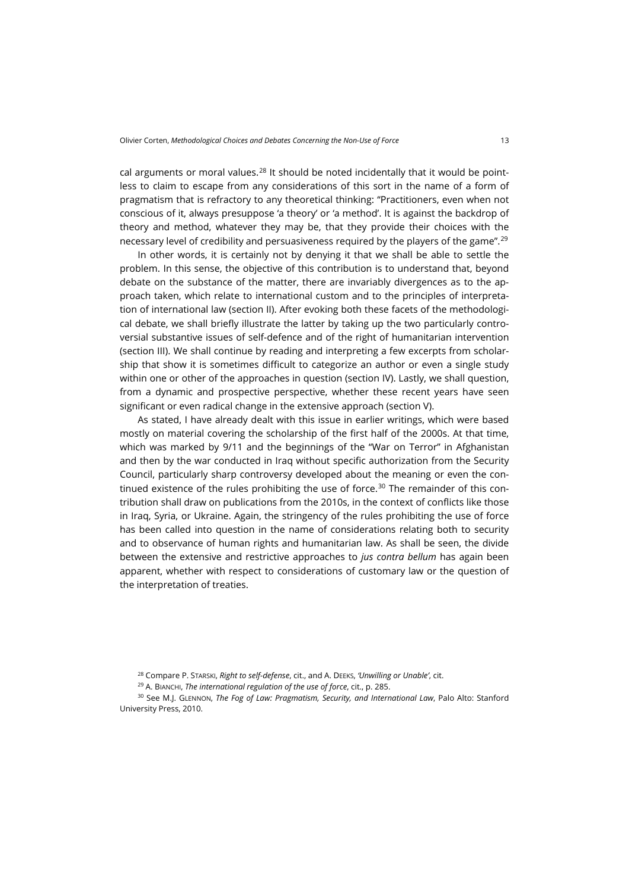cal arguments or moral values.[28] It should be noted incidentally that it would be pointless to claim to escape from any considerations of this sort in the name of a form of pragmatism that is refractory to any theoretical thinking: "Practitioners, even when not conscious of it, always presuppose 'a theory' or 'a method'. It is against the backdrop of theory and method, whatever they may be, that they provide their choices with the necessary level of credibility and persuasiveness required by the players of the game".[29]

In other words, it is certainly not by denying it that we shall be able to settle the problem. In this sense, the objective of this contribution is to understand that, beyond debate on the substance of the matter, there are invariably divergences as to the approach taken, which relate to international custom and to the principles of interpretation of international law (section II). After evoking both these facets of the methodological debate, we shall briefly illustrate the latter by taking up the two particularly controversial substantive issues of self-defence and of the right of humanitarian intervention (section III). We shall continue by reading and interpreting a few excerpts from scholarship that show it is sometimes difficult to categorize an author or even a single study within one or other of the approaches in question (section IV). Lastly, we shall question, from a dynamic and prospective perspective, whether these recent years have seen significant or even radical change in the extensive approach (section V).

As stated, I have already dealt with this issue in earlier writings, which were based mostly on material covering the scholarship of the first half of the 2000s. At that time, which was marked by 9/11 and the beginnings of the "War on Terror" in Afghanistan and then by the war conducted in Iraq without specific authorization from the Security Council, particularly sharp controversy developed about the meaning or even the continued existence of the rules prohibiting the use of force.[30] The remainder of this contribution shall draw on publications from the 2010s, in the context of conflicts like those in Iraq, Syria, or Ukraine. Again, the stringency of the rules prohibiting the use of force has been called into question in the name of considerations relating both to security and to observance of human rights and humanitarian law. As shall be seen, the divide between the extensive and restrictive approaches to *jus contra bellum* has again been apparent, whether with respect to considerations of customary law or the question of the interpretation of treaties.

[28] Compare P. STARSKI, *Right to self-defense*, cit., and A. DEEKS, *'Unwilling or Unable'*, cit.

[29] A. BIANCHI, *The international regulation of the use of force*, cit., p. 285.

[30] See M.J. GLENNON, *The Fog of Law: Pragmatism, Security, and International Law*, Palo Alto: Stanford University Press, 2010.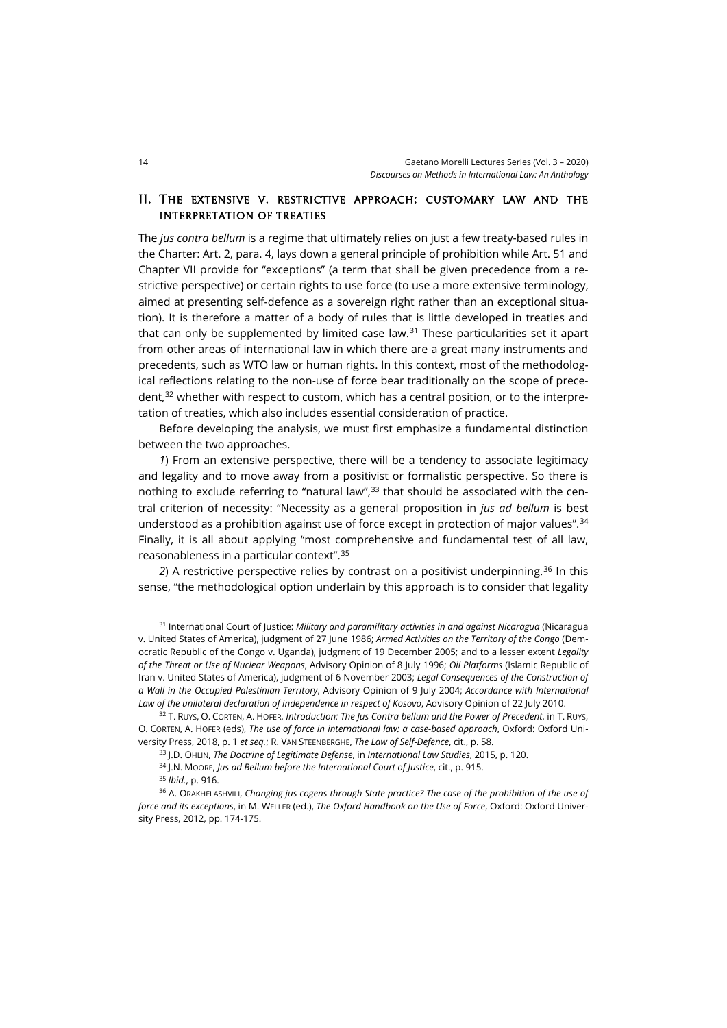## II. The extensive v. restrictive approach: customary law and the interpretation of treaties

The *jus contra bellum* is a regime that ultimately relies on just a few treaty-based rules in the Charter: Art. 2, para. 4, lays down a general principle of prohibition while Art. 51 and Chapter VII provide for "exceptions" (a term that shall be given precedence from a restrictive perspective) or certain rights to use force (to use a more extensive terminology, aimed at presenting self-defence as a sovereign right rather than an exceptional situation). It is therefore a matter of a body of rules that is little developed in treaties and that can only be supplemented by limited case law.[31] These particularities set it apart from other areas of international law in which there are a great many instruments and precedents, such as WTO law or human rights. In this context, most of the methodological reflections relating to the non-use of force bear traditionally on the scope of precedent,[32] whether with respect to custom, which has a central position, or to the interpretation of treaties, which also includes essential consideration of practice.

Before developing the analysis, we must first emphasize a fundamental distinction between the two approaches.

*1*) From an extensive perspective, there will be a tendency to associate legitimacy and legality and to move away from a positivist or formalistic perspective. So there is nothing to exclude referring to "natural law",[33] that should be associated with the central criterion of necessity: "Necessity as a general proposition in *jus ad bellum* is best understood as a prohibition against use of force except in protection of major values".[34] Finally, it is all about applying "most comprehensive and fundamental test of all law, reasonableness in a particular context".[35]

*2*) A restrictive perspective relies by contrast on a positivist underpinning.[36] In this sense, "the methodological option underlain by this approach is to consider that legality

[31] International Court of Justice: *Military and paramilitary activities in and against Nicaragua* (Nicaragua v. United States of America), judgment of 27 June 1986; *Armed Activities on the Territory of the Congo* (Democratic Republic of the Congo v. Uganda), judgment of 19 December 2005; and to a lesser extent *Legality of the Threat or Use of Nuclear Weapons*, Advisory Opinion of 8 July 1996; *Oil Platforms* (Islamic Republic of Iran v. United States of America), judgment of 6 November 2003; *Legal Consequences of the Construction of a Wall in the Occupied Palestinian Territory*, Advisory Opinion of 9 July 2004; *Accordance with International Law of the unilateral declaration of independence in respect of Kosovo*, Advisory Opinion of 22 July 2010.

[32] T. Ruys, O. Corten, A. Hofer, *Introduction: The Jus Contra bellum and the Power of Precedent*, in T. Ruys, O. Corten, A. Hofer (eds), *The use of force in international law: a case-based approach*, Oxford: Oxford University Press, 2018, p. 1 *et seq.*; R. Van Steenberghe, *The Law of Self-Defence*, cit., p. 58.

[33] J.D. Ohlin, *The Doctrine of Legitimate Defense*, in *International Law Studies*, 2015, p. 120.

[34] J.N. Moore, *Jus ad Bellum before the International Court of Justice*, cit., p. 915.

[35] *Ibid.*, p. 916.

[36] A. Orakhelashvili, *Changing jus cogens through State practice? The case of the prohibition of the use of force and its exceptions*, in M. Weller (ed.), *The Oxford Handbook on the Use of Force*, Oxford: Oxford University Press, 2012, pp. 174-175.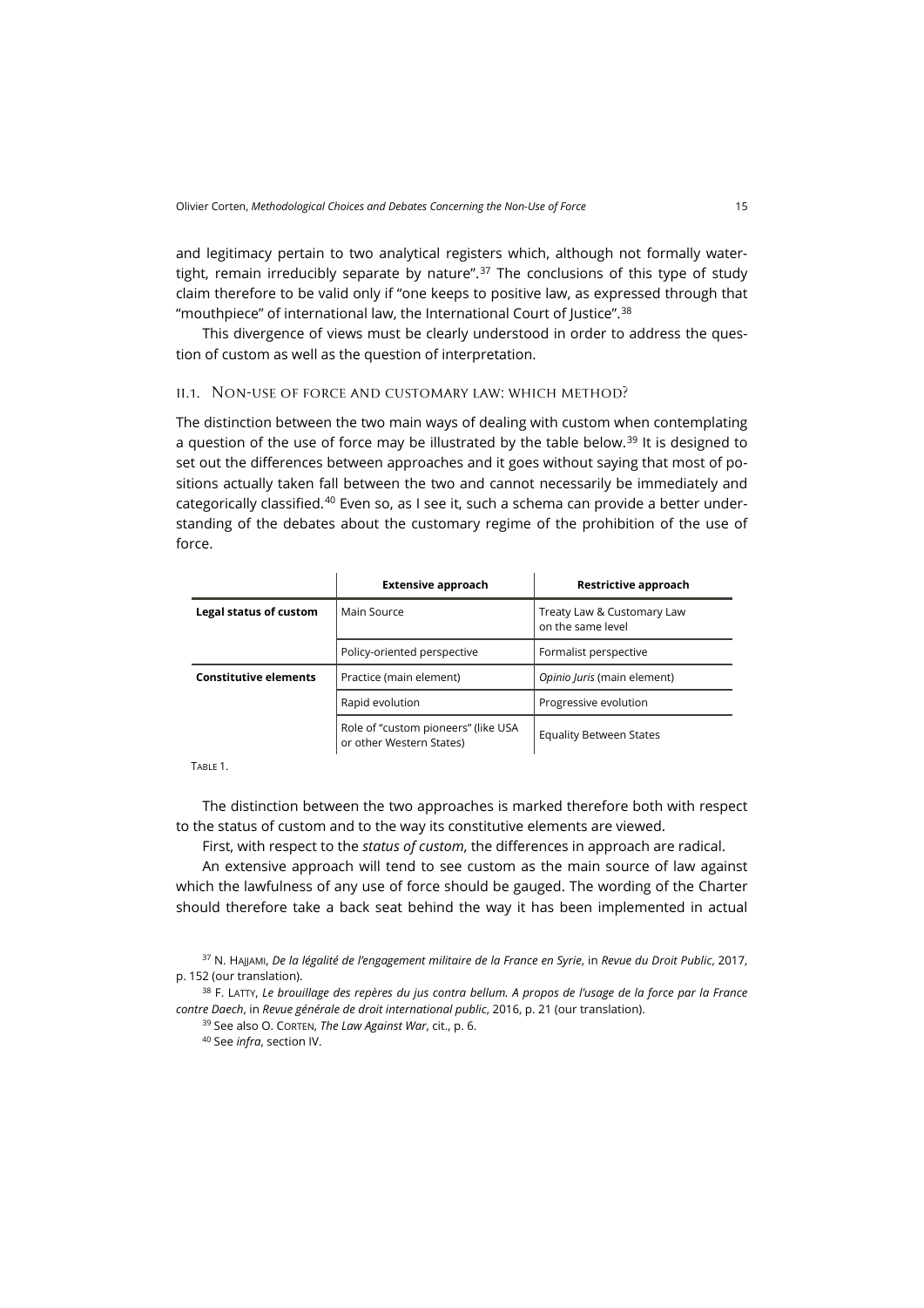and legitimacy pertain to two analytical registers which, although not formally watertight, remain irreducibly separate by nature".[37] The conclusions of this type of study claim therefore to be valid only if "one keeps to positive law, as expressed through that "mouthpiece" of international law, the International Court of Justice".[38]

This divergence of views must be clearly understood in order to address the question of custom as well as the question of interpretation.

## II.1. Non-use of force and customary law: which method?

The distinction between the two main ways of dealing with custom when contemplating a question of the use of force may be illustrated by the table below.[39] It is designed to set out the differences between approaches and it goes without saying that most of positions actually taken fall between the two and cannot necessarily be immediately and categorically classified.[40] Even so, as I see it, such a schema can provide a better understanding of the debates about the customary regime of the prohibition of the use of force.

| | **Extensive approach** | **Restrictive approach** |
|---|---|---|
| **Legal status of custom** | Main Source | Treaty Law & Customary Law on the same level |
| | Policy-oriented perspective | Formalist perspective |
| **Constitutive elements** | Practice (main element) | *Opinio Juris* (main element) |
| | Rapid evolution | Progressive evolution |
| | Role of "custom pioneers" (like USA or other Western States) | Equality Between States |

Table 1.

The distinction between the two approaches is marked therefore both with respect to the status of custom and to the way its constitutive elements are viewed.

First, with respect to the *status of custom*, the differences in approach are radical.

An extensive approach will tend to see custom as the main source of law against which the lawfulness of any use of force should be gauged. The wording of the Charter should therefore take a back seat behind the way it has been implemented in actual

[37] N. Hajjami, *De la légalité de l'engagement militaire de la France en Syrie*, in *Revue du Droit Public*, 2017, p. 152 (our translation).

[38] F. Latty, *Le brouillage des repères du jus contra bellum. A propos de l'usage de la force par la France contre Daech*, in *Revue générale de droit international public*, 2016, p. 21 (our translation).

[39] See also O. Corten, *The Law Against War*, cit., p. 6.

[40] See *infra*, section IV.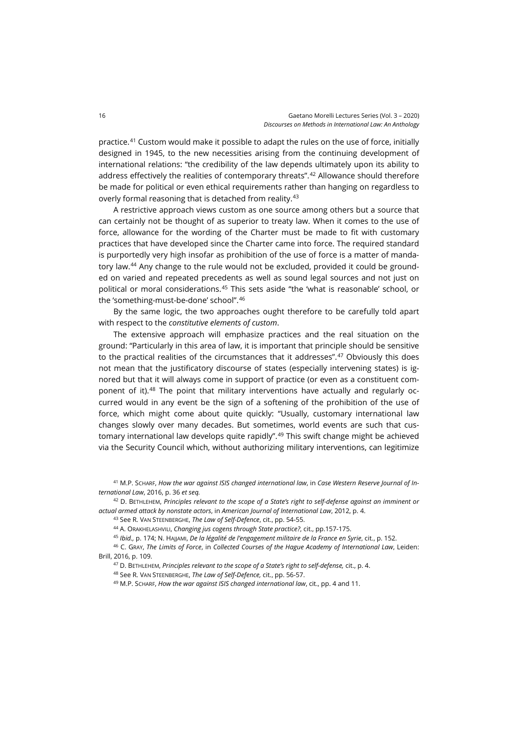practice.[41] Custom would make it possible to adapt the rules on the use of force, initially designed in 1945, to the new necessities arising from the continuing development of international relations: "the credibility of the law depends ultimately upon its ability to address effectively the realities of contemporary threats".[42] Allowance should therefore be made for political or even ethical requirements rather than hanging on regardless to overly formal reasoning that is detached from reality.[43]

A restrictive approach views custom as one source among others but a source that can certainly not be thought of as superior to treaty law. When it comes to the use of force, allowance for the wording of the Charter must be made to fit with customary practices that have developed since the Charter came into force. The required standard is purportedly very high insofar as prohibition of the use of force is a matter of mandatory law.[44] Any change to the rule would not be excluded, provided it could be grounded on varied and repeated precedents as well as sound legal sources and not just on political or moral considerations.[45] This sets aside "the 'what is reasonable' school, or the 'something-must-be-done' school".[46]

By the same logic, the two approaches ought therefore to be carefully told apart with respect to the *constitutive elements of custom*.

The extensive approach will emphasize practices and the real situation on the ground: "Particularly in this area of law, it is important that principle should be sensitive to the practical realities of the circumstances that it addresses".[47] Obviously this does not mean that the justificatory discourse of states (especially intervening states) is ignored but that it will always come in support of practice (or even as a constituent component of it).[48] The point that military interventions have actually and regularly occurred would in any event be the sign of a softening of the prohibition of the use of force, which might come about quite quickly: "Usually, customary international law changes slowly over many decades. But sometimes, world events are such that customary international law develops quite rapidly".[49] This swift change might be achieved via the Security Council which, without authorizing military interventions, can legitimize

[41] M.P. Scharf, *How the war against ISIS changed international law*, in *Case Western Reserve Journal of International Law*, 2016, p. 36 *et seq.*

[42] D. Bethlehem, *Principles relevant to the scope of a State's right to self-defense against an imminent or actual armed attack by nonstate actors*, in *American Journal of International Law*, 2012, p. 4.

[43] See R. Van Steenberghe, *The Law of Self-Defence*, cit., pp. 54-55.

[44] A. Orakhelashvili, *Changing jus cogens through State practice?*, cit., pp.157-175.

[45] *Ibid.*, p. 174; N. Hajjami, *De la légalité de l'engagement militaire de la France en Syrie*, cit., p. 152.

[46] C. Gray, *The Limits of Force*, in *Collected Courses of the Hague Academy of International Law*, Leiden: Brill, 2016, p. 109.

[47] D. Bethlehem, *Principles relevant to the scope of a State's right to self-defense,* cit., p. 4.

[48] See R. Van Steenberghe, *The Law of Self-Defence,* cit., pp. 56-57.

[49] M.P. Scharf, *How the war against ISIS changed international law*, cit., pp. 4 and 11.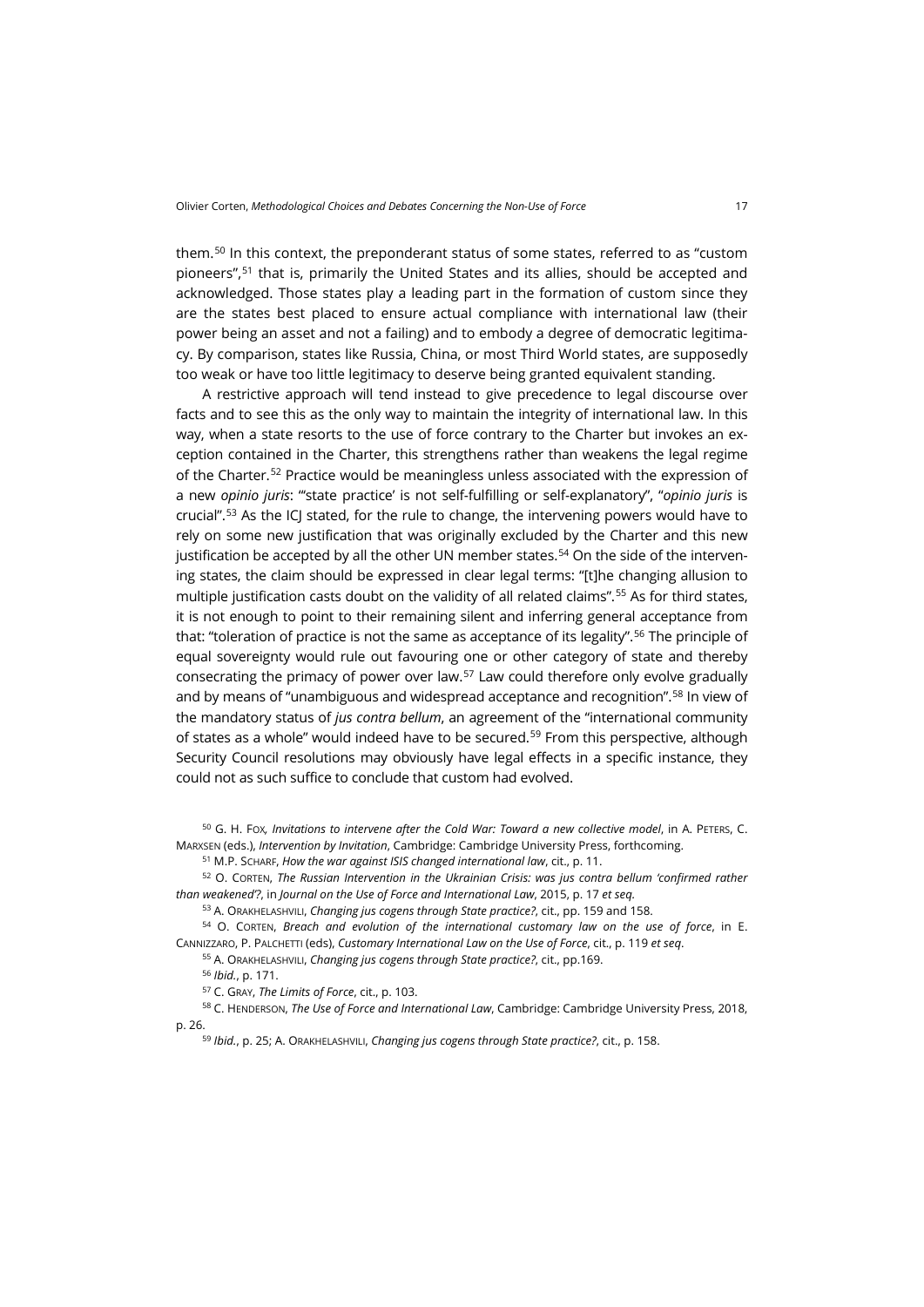them.[50] In this context, the preponderant status of some states, referred to as "custom pioneers",[51] that is, primarily the United States and its allies, should be accepted and acknowledged. Those states play a leading part in the formation of custom since they are the states best placed to ensure actual compliance with international law (their power being an asset and not a failing) and to embody a degree of democratic legitimacy. By comparison, states like Russia, China, or most Third World states, are supposedly too weak or have too little legitimacy to deserve being granted equivalent standing.

A restrictive approach will tend instead to give precedence to legal discourse over facts and to see this as the only way to maintain the integrity of international law. In this way, when a state resorts to the use of force contrary to the Charter but invokes an exception contained in the Charter, this strengthens rather than weakens the legal regime of the Charter.[52] Practice would be meaningless unless associated with the expression of a new *opinio juris*: "'state practice' is not self-fulfilling or self-explanatory", "*opinio juris* is crucial".[53] As the ICJ stated, for the rule to change, the intervening powers would have to rely on some new justification that was originally excluded by the Charter and this new justification be accepted by all the other UN member states.[54] On the side of the intervening states, the claim should be expressed in clear legal terms: "[t]he changing allusion to multiple justification casts doubt on the validity of all related claims".[55] As for third states, it is not enough to point to their remaining silent and inferring general acceptance from that: "toleration of practice is not the same as acceptance of its legality".[56] The principle of equal sovereignty would rule out favouring one or other category of state and thereby consecrating the primacy of power over law.[57] Law could therefore only evolve gradually and by means of "unambiguous and widespread acceptance and recognition".[58] In view of the mandatory status of *jus contra bellum*, an agreement of the "international community of states as a whole" would indeed have to be secured.[59] From this perspective, although Security Council resolutions may obviously have legal effects in a specific instance, they could not as such suffice to conclude that custom had evolved.

[50] G. H. FOX, *Invitations to intervene after the Cold War: Toward a new collective model*, in A. PETERS, C. MARXSEN (eds.), *Intervention by Invitation*, Cambridge: Cambridge University Press, forthcoming.

[51] M.P. SCHARF, *How the war against ISIS changed international law*, cit., p. 11.

[52] O. CORTEN, *The Russian Intervention in the Ukrainian Crisis: was jus contra bellum 'confirmed rather than weakened'?*, in *Journal on the Use of Force and International Law*, 2015, p. 17 *et seq.*

[53] A. ORAKHELASHVILI, *Changing jus cogens through State practice?*, cit., pp. 159 and 158.

[54] O. CORTEN, *Breach and evolution of the international customary law on the use of force*, in E. CANNIZZARO, P. PALCHETTI (eds), *Customary International Law on the Use of Force*, cit., p. 119 *et seq*.

[55] A. ORAKHELASHVILI, *Changing jus cogens through State practice?*, cit., pp.169.

[56] *Ibid.*, p. 171.

[57] C. GRAY, *The Limits of Force*, cit., p. 103.

[58] C. HENDERSON, *The Use of Force and International Law*, Cambridge: Cambridge University Press, 2018, p. 26.

[59] *Ibid.*, p. 25; A. ORAKHELASHVILI, *Changing jus cogens through State practice?*, cit., p. 158.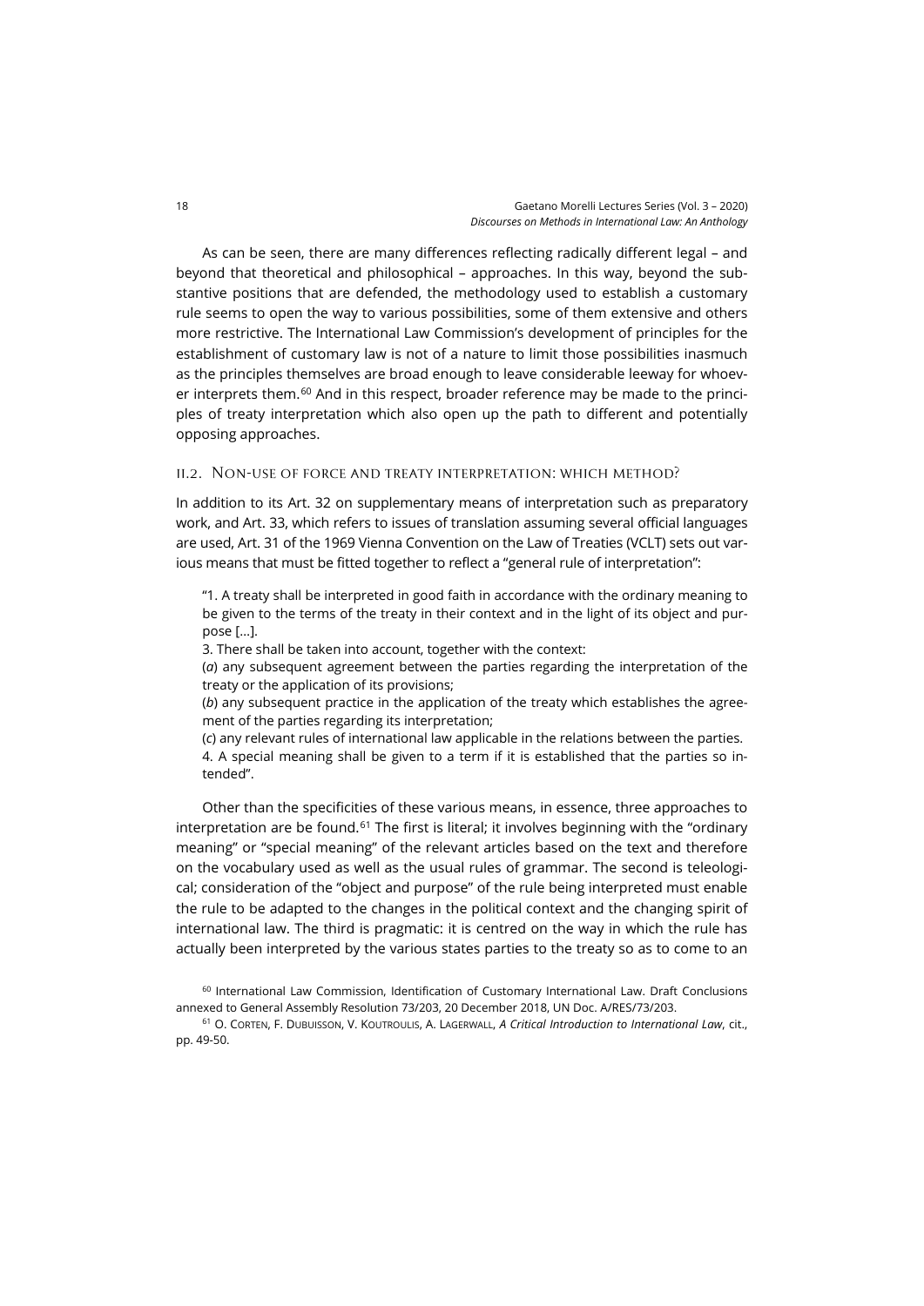As can be seen, there are many differences reflecting radically different legal – and beyond that theoretical and philosophical – approaches. In this way, beyond the substantive positions that are defended, the methodology used to establish a customary rule seems to open the way to various possibilities, some of them extensive and others more restrictive. The International Law Commission's development of principles for the establishment of customary law is not of a nature to limit those possibilities inasmuch as the principles themselves are broad enough to leave considerable leeway for whoever interprets them.[60] And in this respect, broader reference may be made to the principles of treaty interpretation which also open up the path to different and potentially opposing approaches.

### II.2. Non-use of force and treaty interpretation: which method?

In addition to its Art. 32 on supplementary means of interpretation such as preparatory work, and Art. 33, which refers to issues of translation assuming several official languages are used, Art. 31 of the 1969 Vienna Convention on the Law of Treaties (VCLT) sets out various means that must be fitted together to reflect a "general rule of interpretation":

> "1. A treaty shall be interpreted in good faith in accordance with the ordinary meaning to be given to the terms of the treaty in their context and in the light of its object and purpose [...].
>
> 3. There shall be taken into account, together with the context:
>
> (*a*) any subsequent agreement between the parties regarding the interpretation of the treaty or the application of its provisions;
>
> (*b*) any subsequent practice in the application of the treaty which establishes the agreement of the parties regarding its interpretation;
>
> (*c*) any relevant rules of international law applicable in the relations between the parties.
>
> 4. A special meaning shall be given to a term if it is established that the parties so intended".

Other than the specificities of these various means, in essence, three approaches to interpretation are be found.[61] The first is literal; it involves beginning with the "ordinary meaning" or "special meaning" of the relevant articles based on the text and therefore on the vocabulary used as well as the usual rules of grammar. The second is teleological; consideration of the "object and purpose" of the rule being interpreted must enable the rule to be adapted to the changes in the political context and the changing spirit of international law. The third is pragmatic: it is centred on the way in which the rule has actually been interpreted by the various states parties to the treaty so as to come to an

[60] International Law Commission, Identification of Customary International Law. Draft Conclusions annexed to General Assembly Resolution 73/203, 20 December 2018, UN Doc. A/RES/73/203.

[61] O. Corten, F. Dubuisson, V. Koutroulis, A. Lagerwall, *A Critical Introduction to International Law*, cit., pp. 49-50.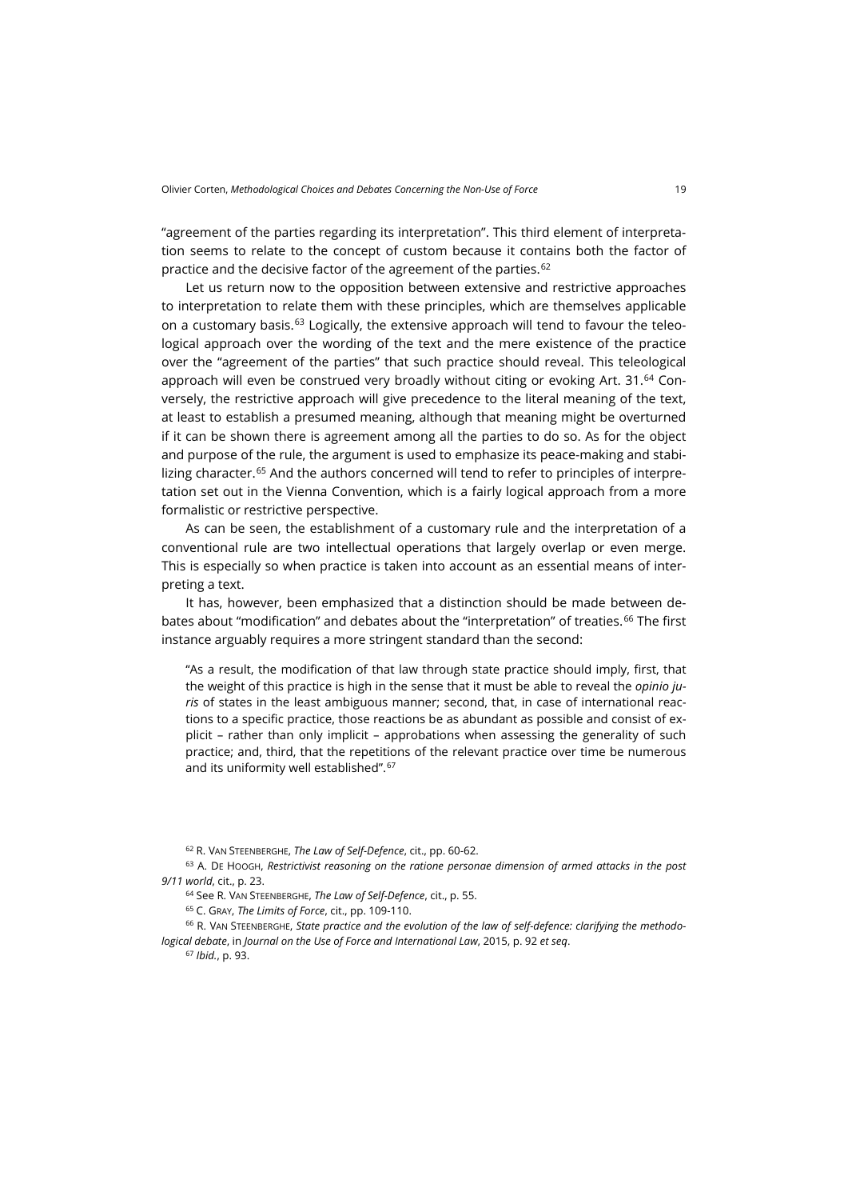"agreement of the parties regarding its interpretation". This third element of interpretation seems to relate to the concept of custom because it contains both the factor of practice and the decisive factor of the agreement of the parties.[62]

Let us return now to the opposition between extensive and restrictive approaches to interpretation to relate them with these principles, which are themselves applicable on a customary basis.[63] Logically, the extensive approach will tend to favour the teleological approach over the wording of the text and the mere existence of the practice over the "agreement of the parties" that such practice should reveal. This teleological approach will even be construed very broadly without citing or evoking Art. 31.[64] Conversely, the restrictive approach will give precedence to the literal meaning of the text, at least to establish a presumed meaning, although that meaning might be overturned if it can be shown there is agreement among all the parties to do so. As for the object and purpose of the rule, the argument is used to emphasize its peace-making and stabilizing character.[65] And the authors concerned will tend to refer to principles of interpretation set out in the Vienna Convention, which is a fairly logical approach from a more formalistic or restrictive perspective.

As can be seen, the establishment of a customary rule and the interpretation of a conventional rule are two intellectual operations that largely overlap or even merge. This is especially so when practice is taken into account as an essential means of interpreting a text.

It has, however, been emphasized that a distinction should be made between debates about "modification" and debates about the "interpretation" of treaties.[66] The first instance arguably requires a more stringent standard than the second:

> "As a result, the modification of that law through state practice should imply, first, that the weight of this practice is high in the sense that it must be able to reveal the *opinio juris* of states in the least ambiguous manner; second, that, in case of international reactions to a specific practice, those reactions be as abundant as possible and consist of explicit – rather than only implicit – approbations when assessing the generality of such practice; and, third, that the repetitions of the relevant practice over time be numerous and its uniformity well established".[67]

[62] R. Van Steenberghe, *The Law of Self-Defence*, cit., pp. 60-62.

[63] A. De Hoogh, *Restrictivist reasoning on the ratione personae dimension of armed attacks in the post 9/11 world*, cit., p. 23.

[64] See R. Van Steenberghe, *The Law of Self-Defence*, cit., p. 55.

[65] C. Gray, *The Limits of Force*, cit., pp. 109-110.

[66] R. Van Steenberghe, *State practice and the evolution of the law of self-defence: clarifying the methodological debate*, in *Journal on the Use of Force and International Law*, 2015, p. 92 *et seq*.

[67] *Ibid.*, p. 93.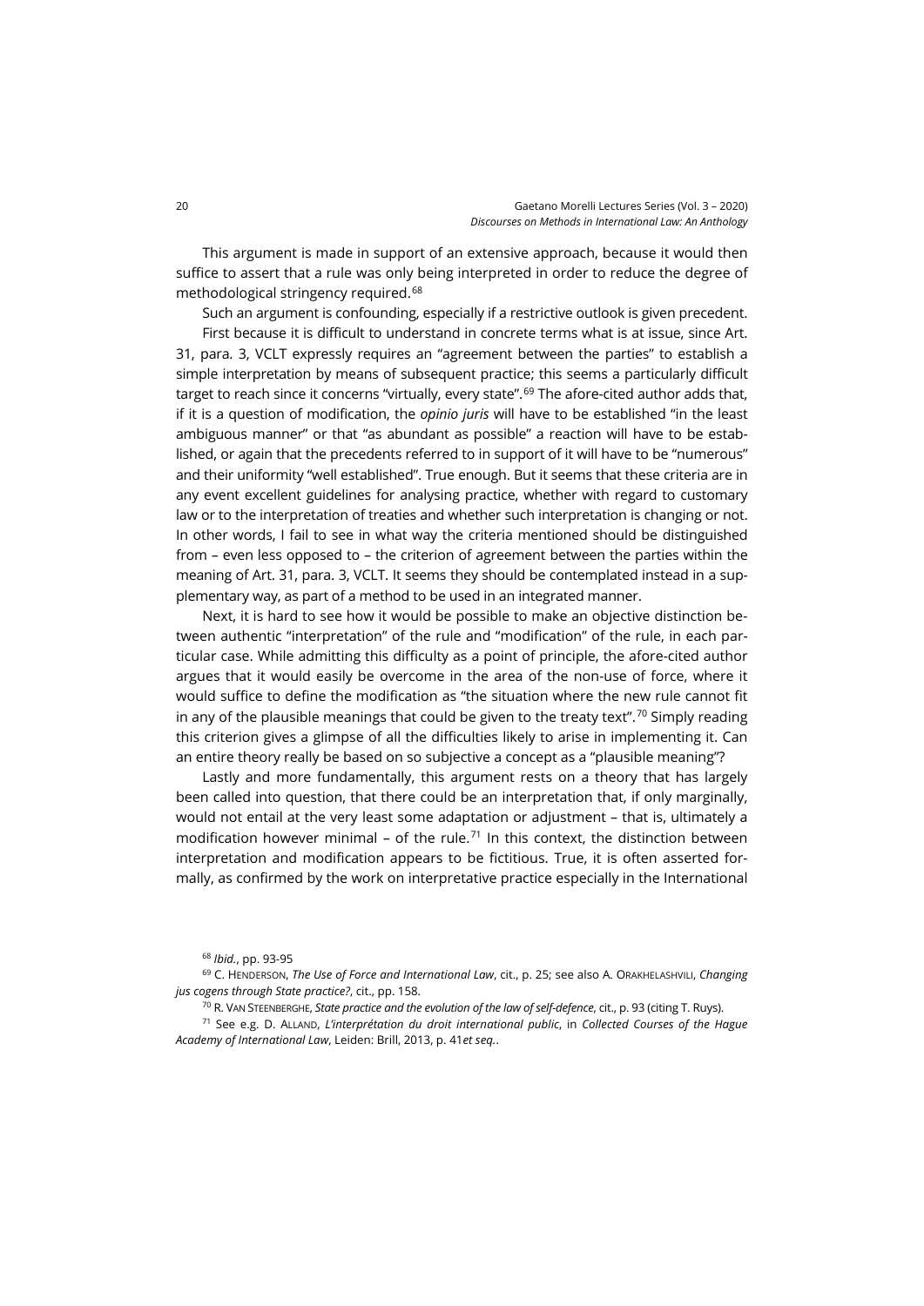This argument is made in support of an extensive approach, because it would then suffice to assert that a rule was only being interpreted in order to reduce the degree of methodological stringency required.[68]

Such an argument is confounding, especially if a restrictive outlook is given precedent.

First because it is difficult to understand in concrete terms what is at issue, since Art. 31, para. 3, VCLT expressly requires an "agreement between the parties" to establish a simple interpretation by means of subsequent practice; this seems a particularly difficult target to reach since it concerns "virtually, every state".[69] The afore-cited author adds that, if it is a question of modification, the *opinio juris* will have to be established "in the least ambiguous manner" or that "as abundant as possible" a reaction will have to be established, or again that the precedents referred to in support of it will have to be "numerous" and their uniformity "well established". True enough. But it seems that these criteria are in any event excellent guidelines for analysing practice, whether with regard to customary law or to the interpretation of treaties and whether such interpretation is changing or not. In other words, I fail to see in what way the criteria mentioned should be distinguished from – even less opposed to – the criterion of agreement between the parties within the meaning of Art. 31, para. 3, VCLT. It seems they should be contemplated instead in a supplementary way, as part of a method to be used in an integrated manner.

Next, it is hard to see how it would be possible to make an objective distinction between authentic "interpretation" of the rule and "modification" of the rule, in each particular case. While admitting this difficulty as a point of principle, the afore-cited author argues that it would easily be overcome in the area of the non-use of force, where it would suffice to define the modification as "the situation where the new rule cannot fit in any of the plausible meanings that could be given to the treaty text".[70] Simply reading this criterion gives a glimpse of all the difficulties likely to arise in implementing it. Can an entire theory really be based on so subjective a concept as a "plausible meaning"?

Lastly and more fundamentally, this argument rests on a theory that has largely been called into question, that there could be an interpretation that, if only marginally, would not entail at the very least some adaptation or adjustment – that is, ultimately a modification however minimal – of the rule.[71] In this context, the distinction between interpretation and modification appears to be fictitious. True, it is often asserted formally, as confirmed by the work on interpretative practice especially in the International

---

[68] *Ibid.*, pp. 93-95

[69] C. HENDERSON, *The Use of Force and International Law*, cit., p. 25; see also A. ORAKHELASHVILI, *Changing jus cogens through State practice?*, cit., pp. 158.

[70] R. VAN STEENBERGHE, *State practice and the evolution of the law of self-defence*, cit., p. 93 (citing T. Ruys).

[71] See e.g. D. ALLAND, *L'interprétation du droit international public*, in *Collected Courses of the Hague Academy of International Law*, Leiden: Brill, 2013, p. 41*et seq.*.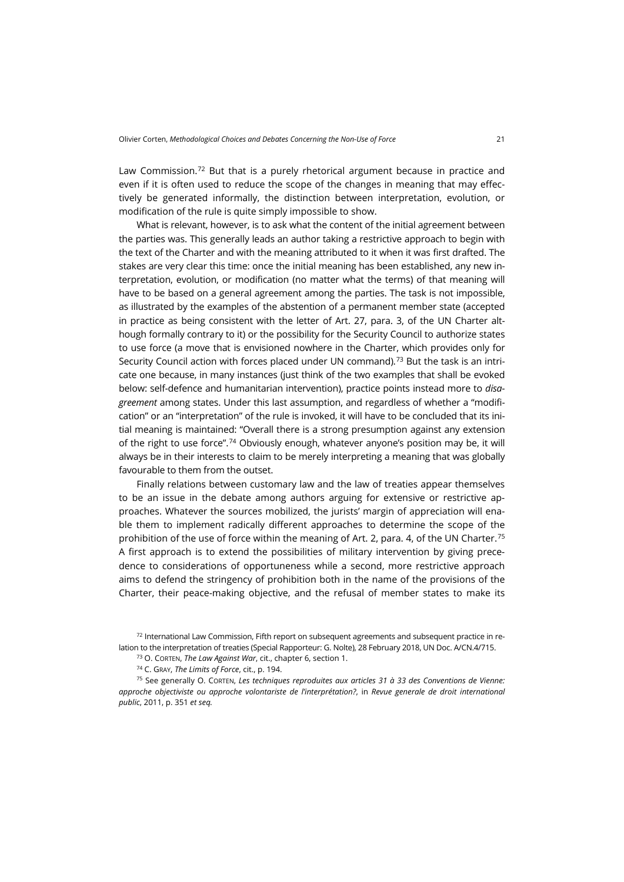Law Commission.[72] But that is a purely rhetorical argument because in practice and even if it is often used to reduce the scope of the changes in meaning that may effectively be generated informally, the distinction between interpretation, evolution, or modification of the rule is quite simply impossible to show.

What is relevant, however, is to ask what the content of the initial agreement between the parties was. This generally leads an author taking a restrictive approach to begin with the text of the Charter and with the meaning attributed to it when it was first drafted. The stakes are very clear this time: once the initial meaning has been established, any new interpretation, evolution, or modification (no matter what the terms) of that meaning will have to be based on a general agreement among the parties. The task is not impossible, as illustrated by the examples of the abstention of a permanent member state (accepted in practice as being consistent with the letter of Art. 27, para. 3, of the UN Charter although formally contrary to it) or the possibility for the Security Council to authorize states to use force (a move that is envisioned nowhere in the Charter, which provides only for Security Council action with forces placed under UN command).[73] But the task is an intricate one because, in many instances (just think of the two examples that shall be evoked below: self-defence and humanitarian intervention), practice points instead more to *disagreement* among states. Under this last assumption, and regardless of whether a "modification" or an "interpretation" of the rule is invoked, it will have to be concluded that its initial meaning is maintained: "Overall there is a strong presumption against any extension of the right to use force".[74] Obviously enough, whatever anyone's position may be, it will always be in their interests to claim to be merely interpreting a meaning that was globally favourable to them from the outset.

Finally relations between customary law and the law of treaties appear themselves to be an issue in the debate among authors arguing for extensive or restrictive approaches. Whatever the sources mobilized, the jurists' margin of appreciation will enable them to implement radically different approaches to determine the scope of the prohibition of the use of force within the meaning of Art. 2, para. 4, of the UN Charter.[75] A first approach is to extend the possibilities of military intervention by giving precedence to considerations of opportuneness while a second, more restrictive approach aims to defend the stringency of prohibition both in the name of the provisions of the Charter, their peace-making objective, and the refusal of member states to make its

[72] International Law Commission, Fifth report on subsequent agreements and subsequent practice in relation to the interpretation of treaties (Special Rapporteur: G. Nolte), 28 February 2018, UN Doc. A/CN.4/715.

[73] O. Corten, *The Law Against War*, cit., chapter 6, section 1.

[74] C. Gray, *The Limits of Force*, cit., p. 194.

[75] See generally O. Corten, *Les techniques reproduites aux articles 31 à 33 des Conventions de Vienne: approche objectiviste ou approche volontariste de l'interprétation?*, in *Revue generale de droit international public*, 2011, p. 351 *et seq.*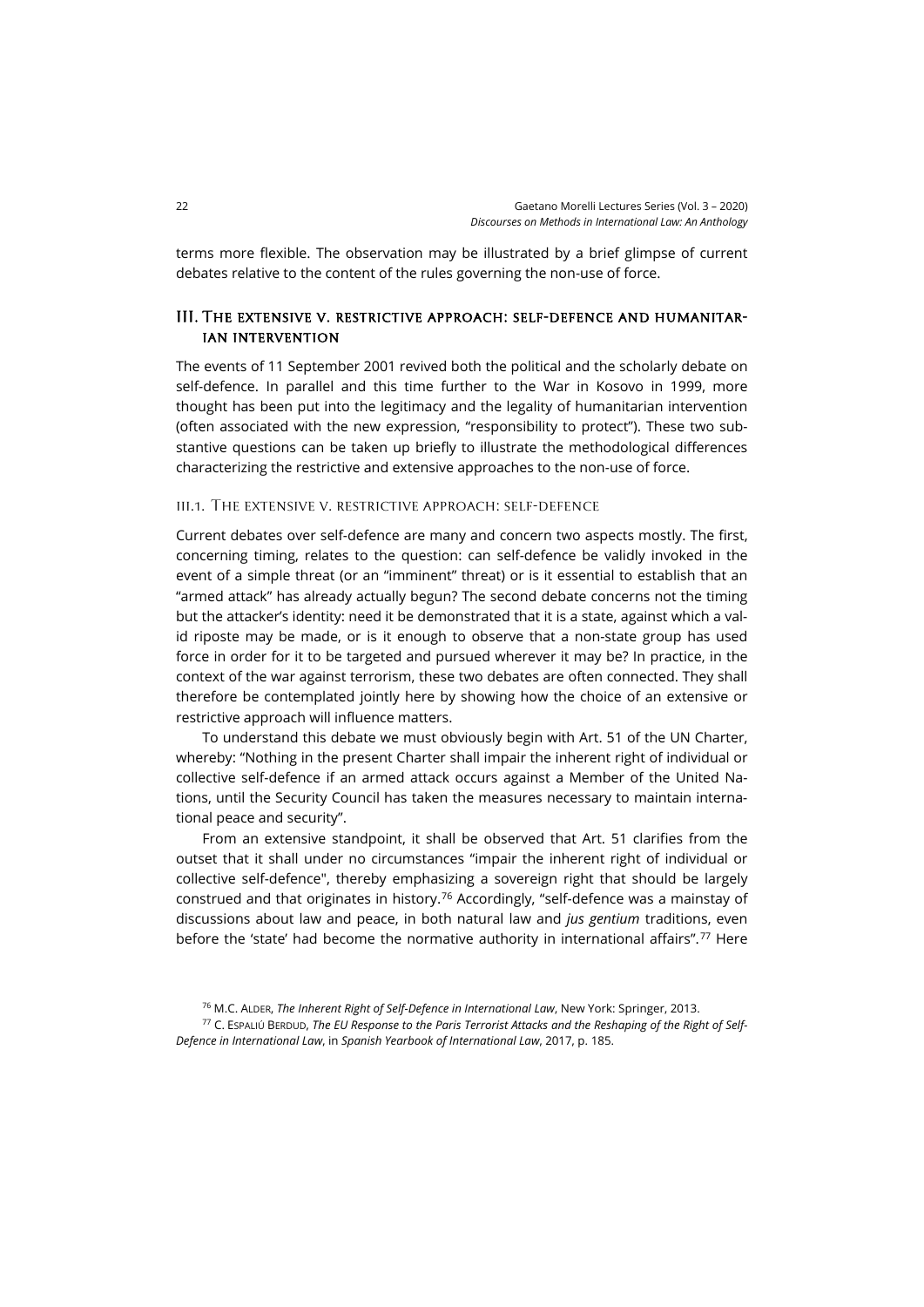terms more flexible. The observation may be illustrated by a brief glimpse of current debates relative to the content of the rules governing the non-use of force.

## III. The extensive v. restrictive approach: self-defence and humanitarian intervention

The events of 11 September 2001 revived both the political and the scholarly debate on self-defence. In parallel and this time further to the War in Kosovo in 1999, more thought has been put into the legitimacy and the legality of humanitarian intervention (often associated with the new expression, "responsibility to protect"). These two substantive questions can be taken up briefly to illustrate the methodological differences characterizing the restrictive and extensive approaches to the non-use of force.

### III.1. The extensive v. restrictive approach: self-defence

Current debates over self-defence are many and concern two aspects mostly. The first, concerning timing, relates to the question: can self-defence be validly invoked in the event of a simple threat (or an "imminent" threat) or is it essential to establish that an "armed attack" has already actually begun? The second debate concerns not the timing but the attacker's identity: need it be demonstrated that it is a state, against which a valid riposte may be made, or is it enough to observe that a non-state group has used force in order for it to be targeted and pursued wherever it may be? In practice, in the context of the war against terrorism, these two debates are often connected. They shall therefore be contemplated jointly here by showing how the choice of an extensive or restrictive approach will influence matters.

To understand this debate we must obviously begin with Art. 51 of the UN Charter, whereby: "Nothing in the present Charter shall impair the inherent right of individual or collective self-defence if an armed attack occurs against a Member of the United Nations, until the Security Council has taken the measures necessary to maintain international peace and security".

From an extensive standpoint, it shall be observed that Art. 51 clarifies from the outset that it shall under no circumstances "impair the inherent right of individual or collective self-defence", thereby emphasizing a sovereign right that should be largely construed and that originates in history.[76] Accordingly, "self-defence was a mainstay of discussions about law and peace, in both natural law and *jus gentium* traditions, even before the 'state' had become the normative authority in international affairs".[77] Here

[76] M.C. Alder, *The Inherent Right of Self-Defence in International Law*, New York: Springer, 2013.

[77] C. Espaliú Berdud, *The EU Response to the Paris Terrorist Attacks and the Reshaping of the Right of Self-Defence in International Law*, in *Spanish Yearbook of International Law*, 2017, p. 185.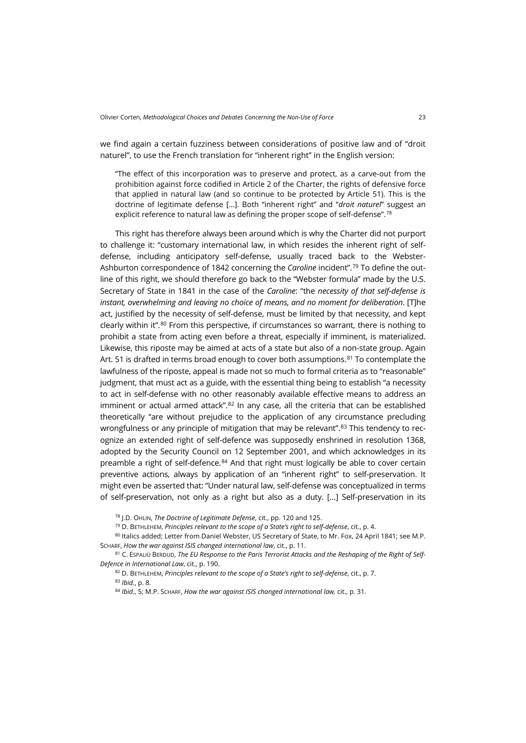we find again a certain fuzziness between considerations of positive law and of "droit naturel", to use the French translation for "inherent right" in the English version:

> "The effect of this incorporation was to preserve and protect, as a carve-out from the prohibition against force codified in Article 2 of the Charter, the rights of defensive force that applied in natural law (and so continue to be protected by Article 51). This is the doctrine of legitimate defense […]. Both "inherent right" and "*droit naturel*" suggest an explicit reference to natural law as defining the proper scope of self-defense".[78]

This right has therefore always been around which is why the Charter did not purport to challenge it: "customary international law, in which resides the inherent right of self-defense, including anticipatory self-defense, usually traced back to the Webster-Ashburton correspondence of 1842 concerning the *Caroline* incident".[79] To define the outline of this right, we should therefore go back to the "Webster formula" made by the U.S. Secretary of State in 1841 in the case of the *Caroline*: "the *necessity of that self-defense is instant, overwhelming and leaving no choice of means, and no moment for deliberation*. [T]he act, justified by the necessity of self-defense, must be limited by that necessity, and kept clearly within it".[80] From this perspective, if circumstances so warrant, there is nothing to prohibit a state from acting even before a threat, especially if imminent, is materialized. Likewise, this riposte may be aimed at acts of a state but also of a non-state group. Again Art. 51 is drafted in terms broad enough to cover both assumptions.[81] To contemplate the lawfulness of the riposte, appeal is made not so much to formal criteria as to "reasonable" judgment, that must act as a guide, with the essential thing being to establish "a necessity to act in self-defense with no other reasonably available effective means to address an imminent or actual armed attack".[82] In any case, all the criteria that can be established theoretically "are without prejudice to the application of any circumstance precluding wrongfulness or any principle of mitigation that may be relevant".[83] This tendency to recognize an extended right of self-defence was supposedly enshrined in resolution 1368, adopted by the Security Council on 12 September 2001, and which acknowledges in its preamble a right of self-defence.[84] And that right must logically be able to cover certain preventive actions, always by application of an "inherent right" to self-preservation. It might even be asserted that: "Under natural law, self-defense was conceptualized in terms of self-preservation, not only as a right but also as a duty. […] Self-preservation in its

[78] J.D. Ohlin, *The Doctrine of Legitimate Defense*, cit., pp. 120 and 125.

[79] D. Bethlehem, *Principles relevant to the scope of a State's right to self-defense*, cit., p. 4.

[80] Italics added; Letter from Daniel Webster, US Secretary of State, to Mr. Fox, 24 April 1841; see M.P. Scharf, *How the war against ISIS changed international law*, cit., p. 11.

[81] C. Espaliú Berdud, *The EU Response to the Paris Terrorist Attacks and the Reshaping of the Right of Self-Defence in International Law*, cit., p. 190.

[82] D. Bethlehem, *Principles relevant to the scope of a State's right to self-defense*, cit., p. 7.

[83] *Ibid.*, p. 8.

[84] *Ibid*., 5; M.P. Scharf, *How the war against ISIS changed international law,* cit., p. 31.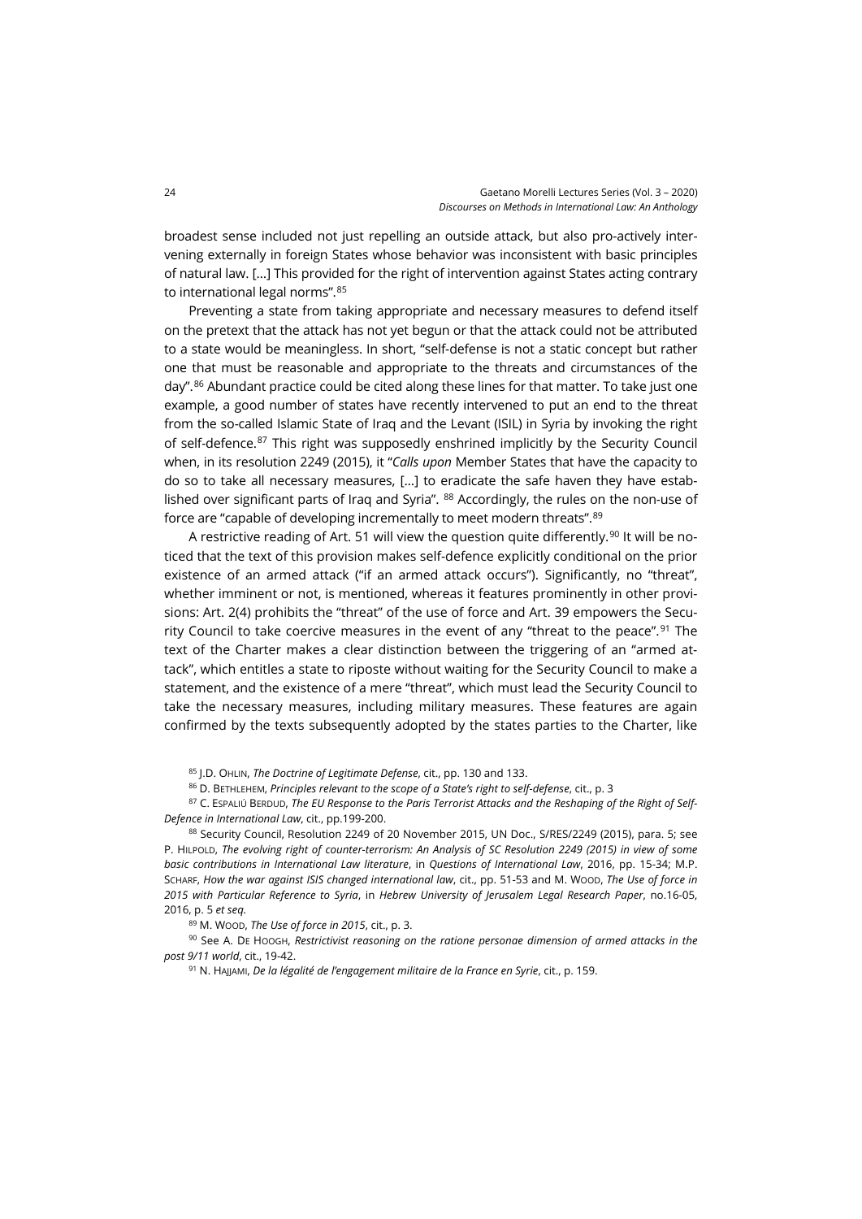broadest sense included not just repelling an outside attack, but also pro-actively intervening externally in foreign States whose behavior was inconsistent with basic principles of natural law. […] This provided for the right of intervention against States acting contrary to international legal norms".[85]

Preventing a state from taking appropriate and necessary measures to defend itself on the pretext that the attack has not yet begun or that the attack could not be attributed to a state would be meaningless. In short, "self-defense is not a static concept but rather one that must be reasonable and appropriate to the threats and circumstances of the day".[86] Abundant practice could be cited along these lines for that matter. To take just one example, a good number of states have recently intervened to put an end to the threat from the so-called Islamic State of Iraq and the Levant (ISIL) in Syria by invoking the right of self-defence.[87] This right was supposedly enshrined implicitly by the Security Council when, in its resolution 2249 (2015), it "*Calls upon* Member States that have the capacity to do so to take all necessary measures, […] to eradicate the safe haven they have established over significant parts of Iraq and Syria". [88] Accordingly, the rules on the non-use of force are "capable of developing incrementally to meet modern threats".[89]

A restrictive reading of Art. 51 will view the question quite differently.[90] It will be noticed that the text of this provision makes self-defence explicitly conditional on the prior existence of an armed attack ("if an armed attack occurs"). Significantly, no "threat", whether imminent or not, is mentioned, whereas it features prominently in other provisions: Art. 2(4) prohibits the "threat" of the use of force and Art. 39 empowers the Security Council to take coercive measures in the event of any "threat to the peace".[91] The text of the Charter makes a clear distinction between the triggering of an "armed attack", which entitles a state to riposte without waiting for the Security Council to make a statement, and the existence of a mere "threat", which must lead the Security Council to take the necessary measures, including military measures. These features are again confirmed by the texts subsequently adopted by the states parties to the Charter, like

[85] J.D. Ohlin, *The Doctrine of Legitimate Defense*, cit., pp. 130 and 133.

[86] D. Bethlehem, *Principles relevant to the scope of a State's right to self-defense*, cit., p. 3

[87] C. Espaliú Berdud, *The EU Response to the Paris Terrorist Attacks and the Reshaping of the Right of Self-Defence in International Law*, cit., pp.199-200.

[88] Security Council, Resolution 2249 of 20 November 2015, UN Doc., S/RES/2249 (2015), para. 5; see P. Hilpold, *The evolving right of counter-terrorism: An Analysis of SC Resolution 2249 (2015) in view of some basic contributions in International Law literature*, in *Questions of International Law*, 2016, pp. 15-34; M.P. Scharf, *How the war against ISIS changed international law*, cit., pp. 51-53 and M. Wood, *The Use of force in 2015 with Particular Reference to Syria*, in *Hebrew University of Jerusalem Legal Research Paper*, no.16-05, 2016, p. 5 *et seq.*

[89] M. Wood, *The Use of force in 2015*, cit., p. 3.

[90] See A. De Hoogh, *Restrictivist reasoning on the ratione personae dimension of armed attacks in the post 9/11 world*, cit., 19-42.

[91] N. Hajjami, *De la légalité de l'engagement militaire de la France en Syrie*, cit., p. 159.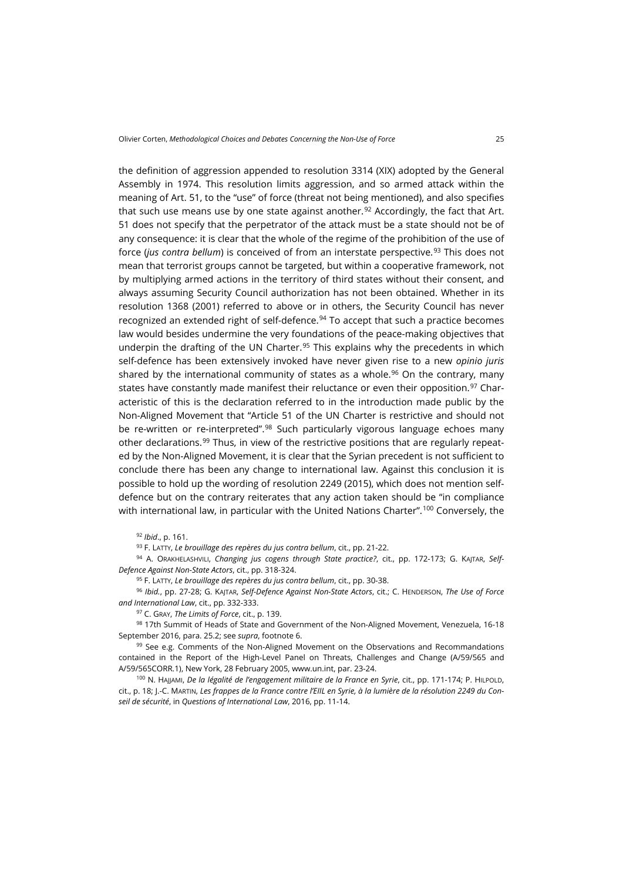the definition of aggression appended to resolution 3314 (XIX) adopted by the General Assembly in 1974. This resolution limits aggression, and so armed attack within the meaning of Art. 51, to the "use" of force (threat not being mentioned), and also specifies that such use means use by one state against another.[92] Accordingly, the fact that Art. 51 does not specify that the perpetrator of the attack must be a state should not be of any consequence: it is clear that the whole of the regime of the prohibition of the use of force (*jus contra bellum*) is conceived of from an interstate perspective.[93] This does not mean that terrorist groups cannot be targeted, but within a cooperative framework, not by multiplying armed actions in the territory of third states without their consent, and always assuming Security Council authorization has not been obtained. Whether in its resolution 1368 (2001) referred to above or in others, the Security Council has never recognized an extended right of self-defence.[94] To accept that such a practice becomes law would besides undermine the very foundations of the peace-making objectives that underpin the drafting of the UN Charter.[95] This explains why the precedents in which self-defence has been extensively invoked have never given rise to a new *opinio juris* shared by the international community of states as a whole.[96] On the contrary, many states have constantly made manifest their reluctance or even their opposition.[97] Characteristic of this is the declaration referred to in the introduction made public by the Non-Aligned Movement that "Article 51 of the UN Charter is restrictive and should not be re-written or re-interpreted".[98] Such particularly vigorous language echoes many other declarations.[99] Thus, in view of the restrictive positions that are regularly repeated by the Non-Aligned Movement, it is clear that the Syrian precedent is not sufficient to conclude there has been any change to international law. Against this conclusion it is possible to hold up the wording of resolution 2249 (2015), which does not mention self-defence but on the contrary reiterates that any action taken should be "in compliance with international law, in particular with the United Nations Charter".[100] Conversely, the

[92] *Ibid*., p. 161.

[93] F. Latty, *Le brouillage des repères du jus contra bellum*, cit., pp. 21-22.

[94] A. Orakhelashvili, *Changing jus cogens through State practice?*, cit., pp. 172-173; G. Kajtar, *Self-Defence Against Non-State Actors*, cit., pp. 318-324.

[95] F. Latty, *Le brouillage des repères du jus contra bellum*, cit., pp. 30-38.

[96] *Ibid.*, pp. 27-28; G. Kajtar, *Self-Defence Against Non-State Actors*, cit.; C. Henderson, *The Use of Force and International Law*, cit., pp. 332-333.

[97] C. Gray, *The Limits of Force*, cit., p. 139.

[98] 17th Summit of Heads of State and Government of the Non-Aligned Movement, Venezuela, 16-18 September 2016, para. 25.2; see *supra*, footnote 6.

[99] See e.g. Comments of the Non-Aligned Movement on the Observations and Recommandations contained in the Report of the High-Level Panel on Threats, Challenges and Change (A/59/565 and A/59/565CORR.1), New York, 28 February 2005, www.un.int, par. 23-24.

[100] N. Hajjami, *De la légalité de l'engagement militaire de la France en Syrie*, cit., pp. 171-174; P. Hilpold, cit., p. 18; J.-C. Martin, *Les frappes de la France contre l'EIIL en Syrie, à la lumière de la résolution 2249 du Conseil de sécurité*, in *Questions of International Law*, 2016, pp. 11-14.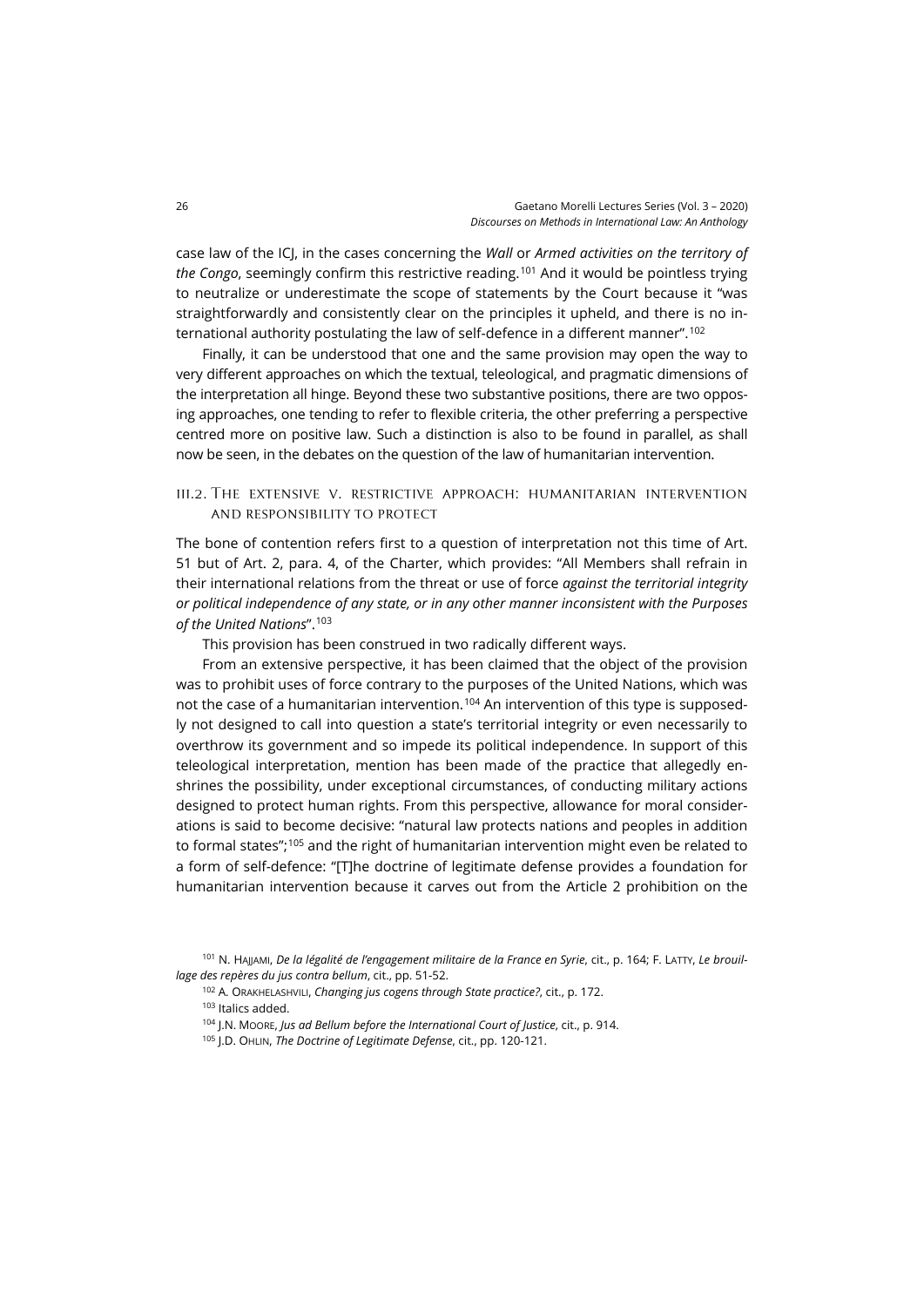case law of the ICJ, in the cases concerning the *Wall* or *Armed activities on the territory of the Congo*, seemingly confirm this restrictive reading.[101] And it would be pointless trying to neutralize or underestimate the scope of statements by the Court because it "was straightforwardly and consistently clear on the principles it upheld, and there is no international authority postulating the law of self-defence in a different manner".[102]

Finally, it can be understood that one and the same provision may open the way to very different approaches on which the textual, teleological, and pragmatic dimensions of the interpretation all hinge. Beyond these two substantive positions, there are two opposing approaches, one tending to refer to flexible criteria, the other preferring a perspective centred more on positive law. Such a distinction is also to be found in parallel, as shall now be seen, in the debates on the question of the law of humanitarian intervention.

### III.2. The extensive v. restrictive approach: humanitarian intervention and responsibility to protect

The bone of contention refers first to a question of interpretation not this time of Art. 51 but of Art. 2, para. 4, of the Charter, which provides: "All Members shall refrain in their international relations from the threat or use of force *against the territorial integrity or political independence of any state, or in any other manner inconsistent with the Purposes of the United Nations*".[103]

This provision has been construed in two radically different ways.

From an extensive perspective, it has been claimed that the object of the provision was to prohibit uses of force contrary to the purposes of the United Nations, which was not the case of a humanitarian intervention.[104] An intervention of this type is supposedly not designed to call into question a state's territorial integrity or even necessarily to overthrow its government and so impede its political independence. In support of this teleological interpretation, mention has been made of the practice that allegedly enshrines the possibility, under exceptional circumstances, of conducting military actions designed to protect human rights. From this perspective, allowance for moral considerations is said to become decisive: "natural law protects nations and peoples in addition to formal states";[105] and the right of humanitarian intervention might even be related to a form of self-defence: "[T]he doctrine of legitimate defense provides a foundation for humanitarian intervention because it carves out from the Article 2 prohibition on the

---

[101] N. Hajjami, *De la légalité de l'engagement militaire de la France en Syrie*, cit., p. 164; F. Latty, *Le brouillage des repères du jus contra bellum*, cit., pp. 51-52.

[102] A. Orakhelashvili, *Changing jus cogens through State practice?*, cit., p. 172.

[103] Italics added.

[104] J.N. Moore, *Jus ad Bellum before the International Court of Justice*, cit., p. 914.

[105] J.D. Ohlin, *The Doctrine of Legitimate Defense*, cit., pp. 120-121.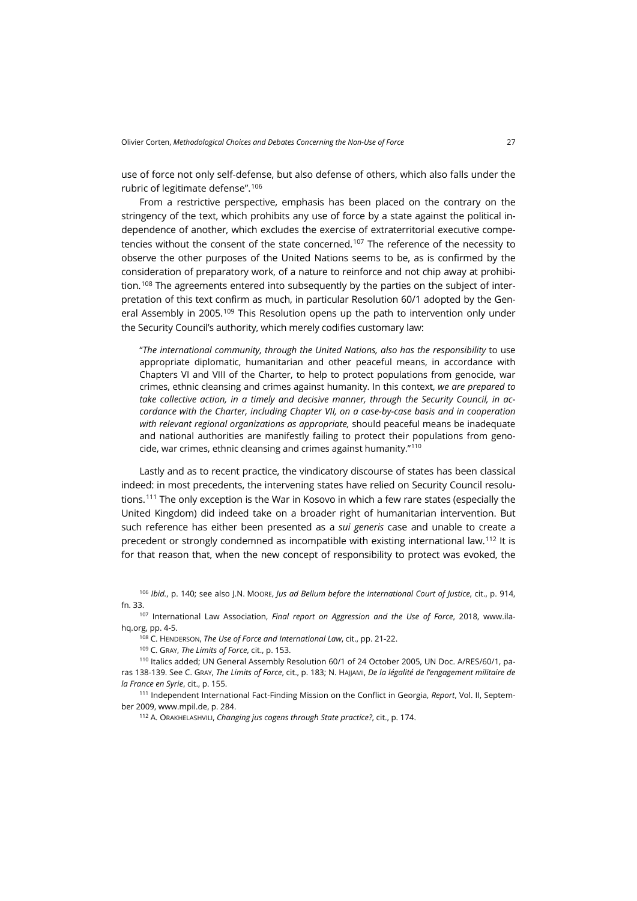use of force not only self-defense, but also defense of others, which also falls under the rubric of legitimate defense".[106]

From a restrictive perspective, emphasis has been placed on the contrary on the stringency of the text, which prohibits any use of force by a state against the political independence of another, which excludes the exercise of extraterritorial executive competencies without the consent of the state concerned.[107] The reference of the necessity to observe the other purposes of the United Nations seems to be, as is confirmed by the consideration of preparatory work, of a nature to reinforce and not chip away at prohibition.[108] The agreements entered into subsequently by the parties on the subject of interpretation of this text confirm as much, in particular Resolution 60/1 adopted by the General Assembly in 2005.[109] This Resolution opens up the path to intervention only under the Security Council's authority, which merely codifies customary law:

> "*The international community, through the United Nations, also has the responsibility* to use appropriate diplomatic, humanitarian and other peaceful means, in accordance with Chapters VI and VIII of the Charter, to help to protect populations from genocide, war crimes, ethnic cleansing and crimes against humanity. In this context, *we are prepared to take collective action, in a timely and decisive manner, through the Security Council, in accordance with the Charter, including Chapter VII, on a case-by-case basis and in cooperation with relevant regional organizations as appropriate,* should peaceful means be inadequate and national authorities are manifestly failing to protect their populations from genocide, war crimes, ethnic cleansing and crimes against humanity."[110]

Lastly and as to recent practice, the vindicatory discourse of states has been classical indeed: in most precedents, the intervening states have relied on Security Council resolutions.[111] The only exception is the War in Kosovo in which a few rare states (especially the United Kingdom) did indeed take on a broader right of humanitarian intervention. But such reference has either been presented as a *sui generis* case and unable to create a precedent or strongly condemned as incompatible with existing international law.[112] It is for that reason that, when the new concept of responsibility to protect was evoked, the

---

[106] *Ibid.*, p. 140; see also J.N. Moore, *Jus ad Bellum before the International Court of Justice*, cit., p. 914, fn. 33.

[107] International Law Association, *Final report on Aggression and the Use of Force*, 2018, www.ila-hq.org, pp. 4-5.

[108] C. Henderson, *The Use of Force and International Law*, cit., pp. 21-22.

[109] C. Gray, *The Limits of Force*, cit., p. 153.

[110] Italics added; UN General Assembly Resolution 60/1 of 24 October 2005, UN Doc. A/RES/60/1, paras 138-139. See C. Gray, *The Limits of Force*, cit., p. 183; N. Hajjami, *De la légalité de l'engagement militaire de la France en Syrie*, cit., p. 155.

[111] Independent International Fact-Finding Mission on the Conflict in Georgia, *Report*, Vol. II, September 2009, www.mpil.de, p. 284.

[112] A. Orakhelashvili, *Changing jus cogens through State practice?*, cit., p. 174.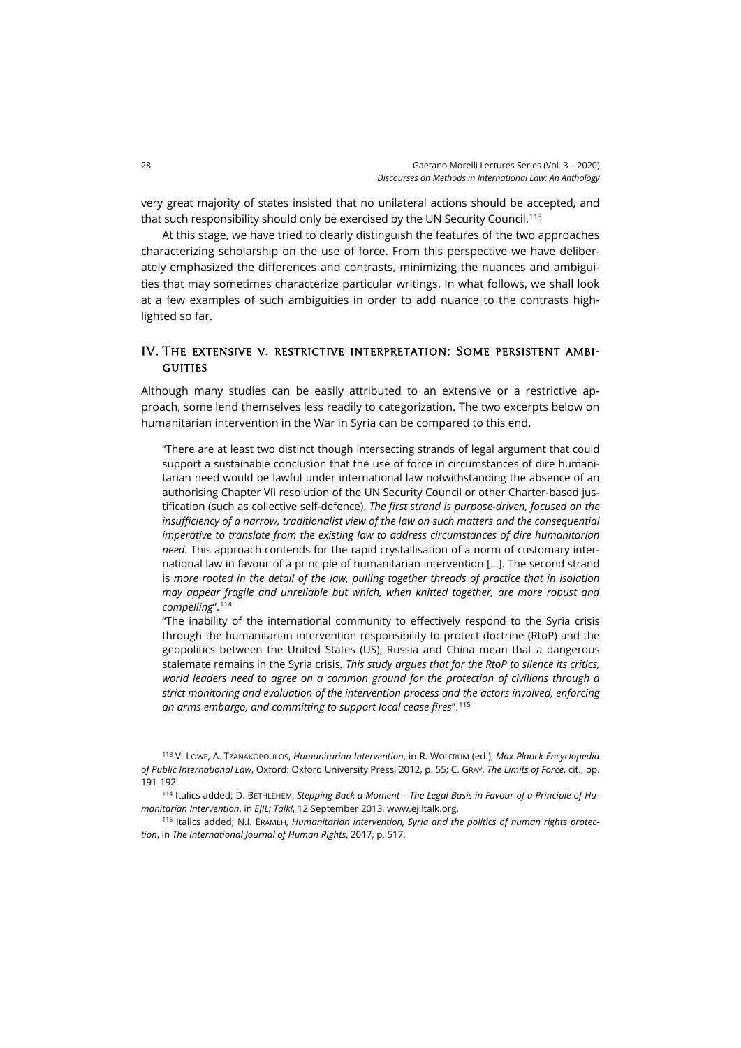very great majority of states insisted that no unilateral actions should be accepted, and that such responsibility should only be exercised by the UN Security Council.[113]

At this stage, we have tried to clearly distinguish the features of the two approaches characterizing scholarship on the use of force. From this perspective we have deliberately emphasized the differences and contrasts, minimizing the nuances and ambiguities that may sometimes characterize particular writings. In what follows, we shall look at a few examples of such ambiguities in order to add nuance to the contrasts highlighted so far.

## IV. The extensive v. restrictive interpretation: Some persistent ambiguities

Although many studies can be easily attributed to an extensive or a restrictive approach, some lend themselves less readily to categorization. The two excerpts below on humanitarian intervention in the War in Syria can be compared to this end.

> "There are at least two distinct though intersecting strands of legal argument that could support a sustainable conclusion that the use of force in circumstances of dire humanitarian need would be lawful under international law notwithstanding the absence of an authorising Chapter VII resolution of the UN Security Council or other Charter-based justification (such as collective self-defence). *The first strand is purpose-driven, focused on the insufficiency of a narrow, traditionalist view of the law on such matters and the consequential imperative to translate from the existing law to address circumstances of dire humanitarian need.* This approach contends for the rapid crystallisation of a norm of customary international law in favour of a principle of humanitarian intervention […]. The second strand is *more rooted in the detail of the law, pulling together threads of practice that in isolation may appear fragile and unreliable but which, when knitted together, are more robust and compelling*".[114]
>
> "The inability of the international community to effectively respond to the Syria crisis through the humanitarian intervention responsibility to protect doctrine (RtoP) and the geopolitics between the United States (US), Russia and China mean that a dangerous stalemate remains in the Syria crisis. *This study argues that for the RtoP to silence its critics, world leaders need to agree on a common ground for the protection of civilians through a strict monitoring and evaluation of the intervention process and the actors involved, enforcing an arms embargo, and committing to support local cease fires*".[115]

---

[113] V. Lowe, A. Tzanakopoulos, *Humanitarian Intervention*, in R. Wolfrum (ed.), *Max Planck Encyclopedia of Public International Law*, Oxford: Oxford University Press, 2012, p. 55; C. Gray, *The Limits of Force*, cit., pp. 191-192.

[114] Italics added; D. Bethlehem, *Stepping Back a Moment – The Legal Basis in Favour of a Principle of Humanitarian Intervention*, in *EJIL: Talk!*, 12 September 2013, www.ejiltalk.org.

[115] Italics added; N.I. Erameh, *Humanitarian intervention, Syria and the politics of human rights protection*, in *The International Journal of Human Rights*, 2017, p. 517.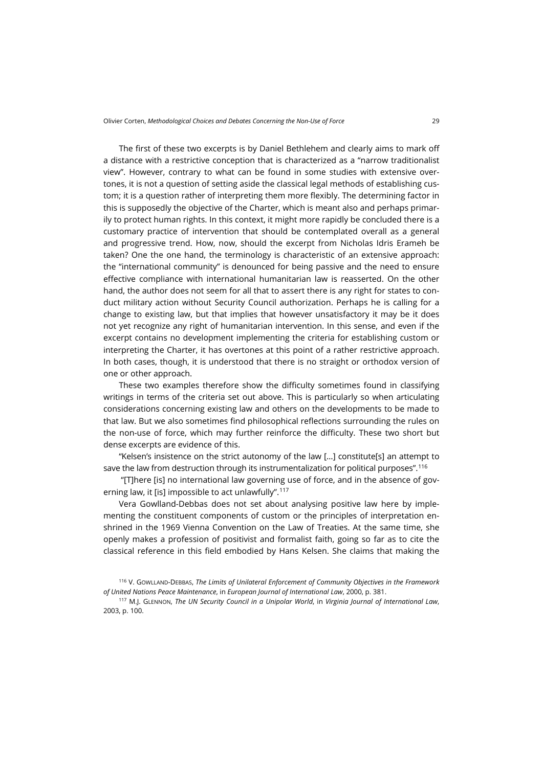The first of these two excerpts is by Daniel Bethlehem and clearly aims to mark off a distance with a restrictive conception that is characterized as a "narrow traditionalist view". However, contrary to what can be found in some studies with extensive overtones, it is not a question of setting aside the classical legal methods of establishing custom; it is a question rather of interpreting them more flexibly. The determining factor in this is supposedly the objective of the Charter, which is meant also and perhaps primarily to protect human rights. In this context, it might more rapidly be concluded there is a customary practice of intervention that should be contemplated overall as a general and progressive trend. How, now, should the excerpt from Nicholas Idris Erameh be taken? One the one hand, the terminology is characteristic of an extensive approach: the "international community" is denounced for being passive and the need to ensure effective compliance with international humanitarian law is reasserted. On the other hand, the author does not seem for all that to assert there is any right for states to conduct military action without Security Council authorization. Perhaps he is calling for a change to existing law, but that implies that however unsatisfactory it may be it does not yet recognize any right of humanitarian intervention. In this sense, and even if the excerpt contains no development implementing the criteria for establishing custom or interpreting the Charter, it has overtones at this point of a rather restrictive approach. In both cases, though, it is understood that there is no straight or orthodox version of one or other approach.

These two examples therefore show the difficulty sometimes found in classifying writings in terms of the criteria set out above. This is particularly so when articulating considerations concerning existing law and others on the developments to be made to that law. But we also sometimes find philosophical reflections surrounding the rules on the non-use of force, which may further reinforce the difficulty. These two short but dense excerpts are evidence of this.

"Kelsen's insistence on the strict autonomy of the law […] constitute[s] an attempt to save the law from destruction through its instrumentalization for political purposes".[116]

"[T]here [is] no international law governing use of force, and in the absence of governing law, it [is] impossible to act unlawfully".[117]

Vera Gowlland-Debbas does not set about analysing positive law here by implementing the constituent components of custom or the principles of interpretation enshrined in the 1969 Vienna Convention on the Law of Treaties. At the same time, she openly makes a profession of positivist and formalist faith, going so far as to cite the classical reference in this field embodied by Hans Kelsen. She claims that making the

[116] V. Gowlland-Debbas, *The Limits of Unilateral Enforcement of Community Objectives in the Framework of United Nations Peace Maintenance*, in *European Journal of International Law*, 2000, p. 381.

[117] M.J. Glennon, *The UN Security Council in a Unipolar World*, in *Virginia Journal of International Law*, 2003, p. 100.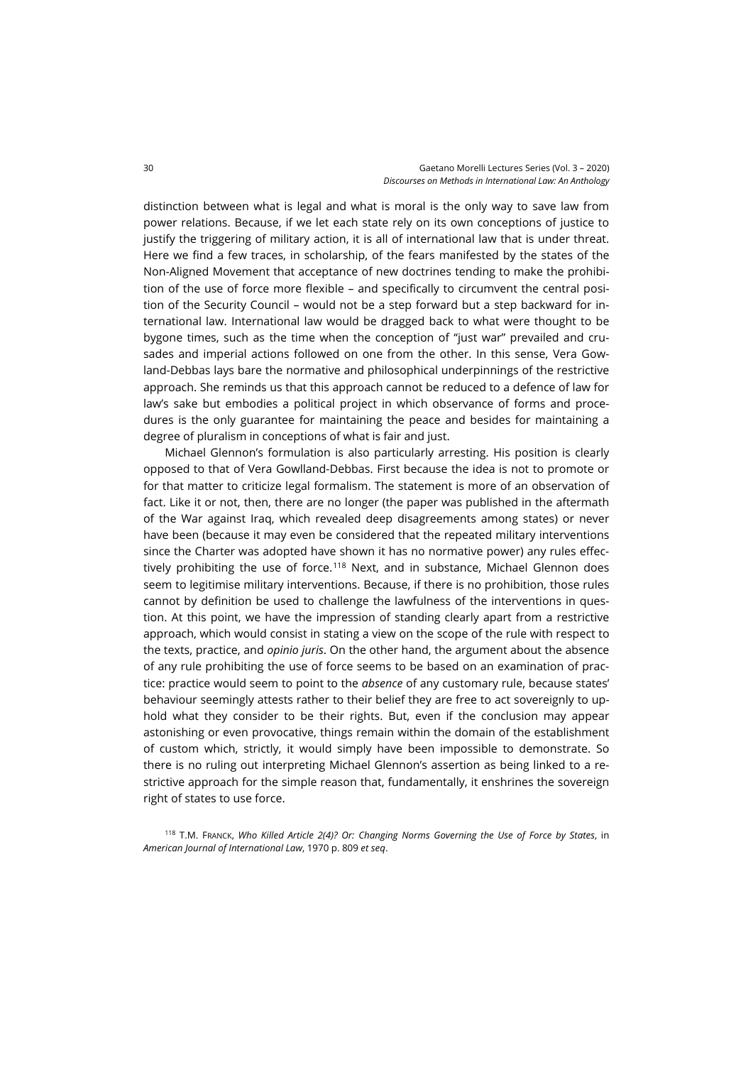distinction between what is legal and what is moral is the only way to save law from power relations. Because, if we let each state rely on its own conceptions of justice to justify the triggering of military action, it is all of international law that is under threat. Here we find a few traces, in scholarship, of the fears manifested by the states of the Non-Aligned Movement that acceptance of new doctrines tending to make the prohibition of the use of force more flexible – and specifically to circumvent the central position of the Security Council – would not be a step forward but a step backward for international law. International law would be dragged back to what were thought to be bygone times, such as the time when the conception of "just war" prevailed and crusades and imperial actions followed on one from the other. In this sense, Vera Gowland-Debbas lays bare the normative and philosophical underpinnings of the restrictive approach. She reminds us that this approach cannot be reduced to a defence of law for law's sake but embodies a political project in which observance of forms and procedures is the only guarantee for maintaining the peace and besides for maintaining a degree of pluralism in conceptions of what is fair and just.

Michael Glennon's formulation is also particularly arresting. His position is clearly opposed to that of Vera Gowlland-Debbas. First because the idea is not to promote or for that matter to criticize legal formalism. The statement is more of an observation of fact. Like it or not, then, there are no longer (the paper was published in the aftermath of the War against Iraq, which revealed deep disagreements among states) or never have been (because it may even be considered that the repeated military interventions since the Charter was adopted have shown it has no normative power) any rules effectively prohibiting the use of force.[118] Next, and in substance, Michael Glennon does seem to legitimise military interventions. Because, if there is no prohibition, those rules cannot by definition be used to challenge the lawfulness of the interventions in question. At this point, we have the impression of standing clearly apart from a restrictive approach, which would consist in stating a view on the scope of the rule with respect to the texts, practice, and *opinio juris*. On the other hand, the argument about the absence of any rule prohibiting the use of force seems to be based on an examination of practice: practice would seem to point to the *absence* of any customary rule, because states' behaviour seemingly attests rather to their belief they are free to act sovereignly to uphold what they consider to be their rights. But, even if the conclusion may appear astonishing or even provocative, things remain within the domain of the establishment of custom which, strictly, it would simply have been impossible to demonstrate. So there is no ruling out interpreting Michael Glennon's assertion as being linked to a restrictive approach for the simple reason that, fundamentally, it enshrines the sovereign right of states to use force.

[118] T.M. Franck, *Who Killed Article 2(4)? Or: Changing Norms Governing the Use of Force by States*, in *American Journal of International Law*, 1970 p. 809 *et seq*.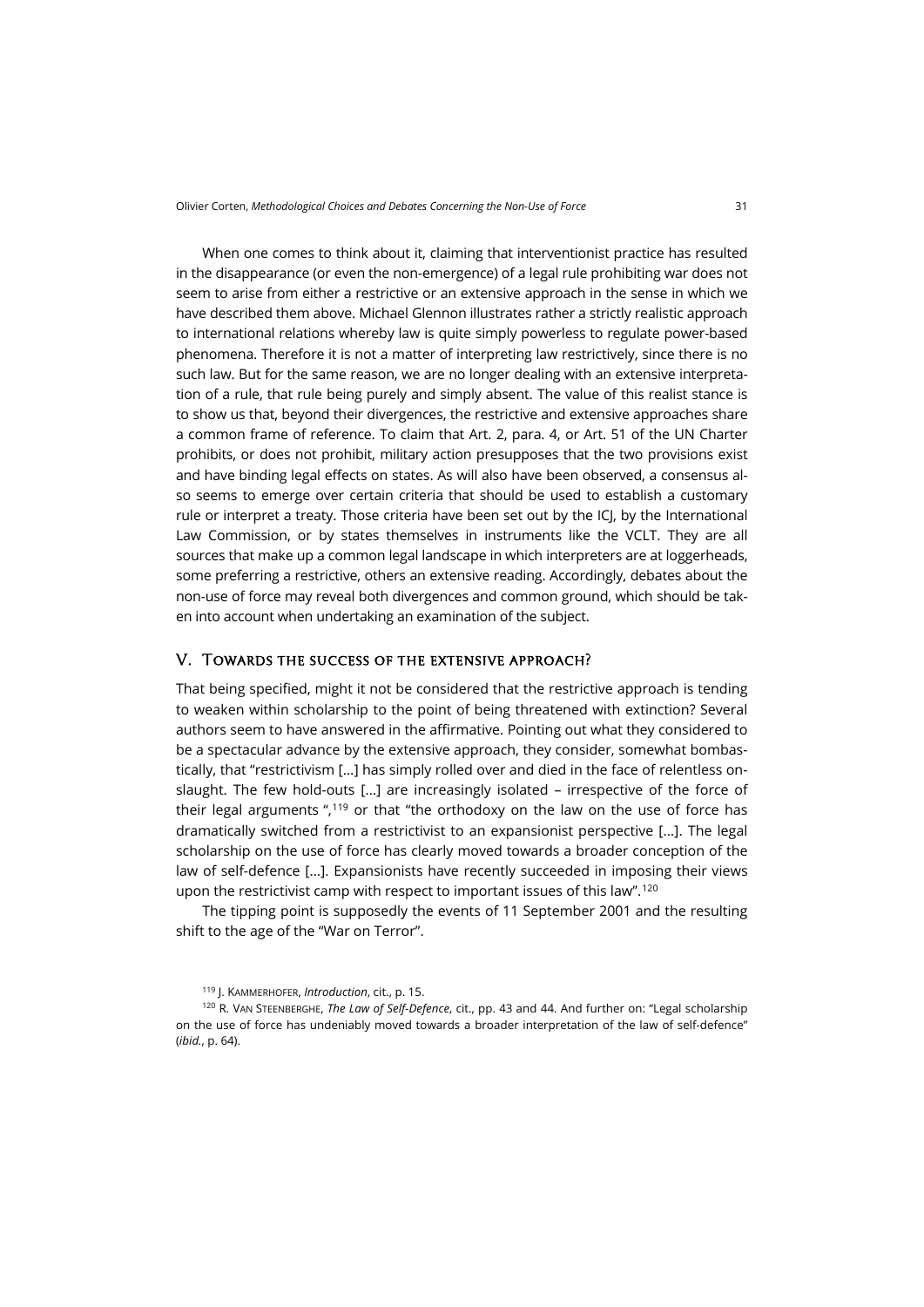When one comes to think about it, claiming that interventionist practice has resulted in the disappearance (or even the non-emergence) of a legal rule prohibiting war does not seem to arise from either a restrictive or an extensive approach in the sense in which we have described them above. Michael Glennon illustrates rather a strictly realistic approach to international relations whereby law is quite simply powerless to regulate power-based phenomena. Therefore it is not a matter of interpreting law restrictively, since there is no such law. But for the same reason, we are no longer dealing with an extensive interpretation of a rule, that rule being purely and simply absent. The value of this realist stance is to show us that, beyond their divergences, the restrictive and extensive approaches share a common frame of reference. To claim that Art. 2, para. 4, or Art. 51 of the UN Charter prohibits, or does not prohibit, military action presupposes that the two provisions exist and have binding legal effects on states. As will also have been observed, a consensus also seems to emerge over certain criteria that should be used to establish a customary rule or interpret a treaty. Those criteria have been set out by the ICJ, by the International Law Commission, or by states themselves in instruments like the VCLT. They are all sources that make up a common legal landscape in which interpreters are at loggerheads, some preferring a restrictive, others an extensive reading. Accordingly, debates about the non-use of force may reveal both divergences and common ground, which should be taken into account when undertaking an examination of the subject.

## V. Towards the success of the extensive approach?

That being specified, might it not be considered that the restrictive approach is tending to weaken within scholarship to the point of being threatened with extinction? Several authors seem to have answered in the affirmative. Pointing out what they considered to be a spectacular advance by the extensive approach, they consider, somewhat bombastically, that "restrictivism [...] has simply rolled over and died in the face of relentless onslaught. The few hold-outs [...] are increasingly isolated – irrespective of the force of their legal arguments ",[119] or that "the orthodoxy on the law on the use of force has dramatically switched from a restrictivist to an expansionist perspective [...]. The legal scholarship on the use of force has clearly moved towards a broader conception of the law of self-defence [...]. Expansionists have recently succeeded in imposing their views upon the restrictivist camp with respect to important issues of this law".[120]

The tipping point is supposedly the events of 11 September 2001 and the resulting shift to the age of the "War on Terror".

[119] J. Kammerhofer, *Introduction*, cit., p. 15.

[120] R. Van Steenberghe, *The Law of Self-Defence*, cit., pp. 43 and 44. And further on: "Legal scholarship on the use of force has undeniably moved towards a broader interpretation of the law of self-defence" (*ibid.*, p. 64).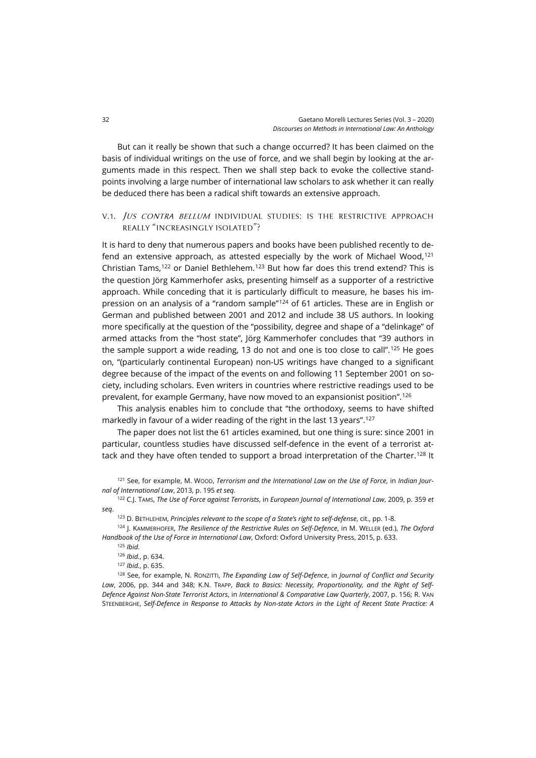But can it really be shown that such a change occurred? It has been claimed on the basis of individual writings on the use of force, and we shall begin by looking at the arguments made in this respect. Then we shall step back to evoke the collective standpoints involving a large number of international law scholars to ask whether it can really be deduced there has been a radical shift towards an extensive approach.

### V.1. *Jus contra bellum* individual studies: is the restrictive approach really "increasingly isolated"?

It is hard to deny that numerous papers and books have been published recently to defend an extensive approach, as attested especially by the work of Michael Wood,[121] Christian Tams,[122] or Daniel Bethlehem.[123] But how far does this trend extend? This is the question Jörg Kammerhofer asks, presenting himself as a supporter of a restrictive approach. While conceding that it is particularly difficult to measure, he bases his impression on an analysis of a "random sample"[124] of 61 articles. These are in English or German and published between 2001 and 2012 and include 38 US authors. In looking more specifically at the question of the "possibility, degree and shape of a "delinkage" of armed attacks from the "host state", Jörg Kammerhofer concludes that "39 authors in the sample support a wide reading, 13 do not and one is too close to call".[125] He goes on, "(particularly continental European) non-US writings have changed to a significant degree because of the impact of the events on and following 11 September 2001 on society, including scholars. Even writers in countries where restrictive readings used to be prevalent, for example Germany, have now moved to an expansionist position".[126]

This analysis enables him to conclude that "the orthodoxy, seems to have shifted markedly in favour of a wider reading of the right in the last 13 years".[127]

The paper does not list the 61 articles examined, but one thing is sure: since 2001 in particular, countless studies have discussed self-defence in the event of a terrorist attack and they have often tended to support a broad interpretation of the Charter.[128] It

[121] See, for example, M. Wood, *Terrorism and the International Law on the Use of Force*, in *Indian Journal of International Law*, 2013, p. 195 *et seq.*

[122] C.J. Tams, *The Use of Force against Terrorists*, in *European Journal of International Law*, 2009, p. 359 *et seq*.

[123] D. Bethlehem, *Principles relevant to the scope of a State's right to self-defense*, cit., pp. 1-8.

[124] J. Kammerhofer, *The Resilience of the Restrictive Rules on Self-Defence*, in M. Weller (ed.), *The Oxford Handbook of the Use of Force in International Law*, Oxford: Oxford University Press, 2015, p. 633.

[125] *Ibid*.

[126] *Ibid.*, p. 634.

[127] *Ibid.*, p. 635.

[128] See, for example, N. Ronzitti, *The Expanding Law of Self-Defence*, in *Journal of Conflict and Security Law*, 2006, pp. 344 and 348; K.N. Trapp, *Back to Basics: Necessity, Proportionality, and the Right of Self-Defence Against Non-State Terrorist Actors*, in *International & Comparative Law Quarterly*, 2007, p. 156; R. Van Steenberghe, *Self-Defence in Response to Attacks by Non-state Actors in the Light of Recent State Practice: A*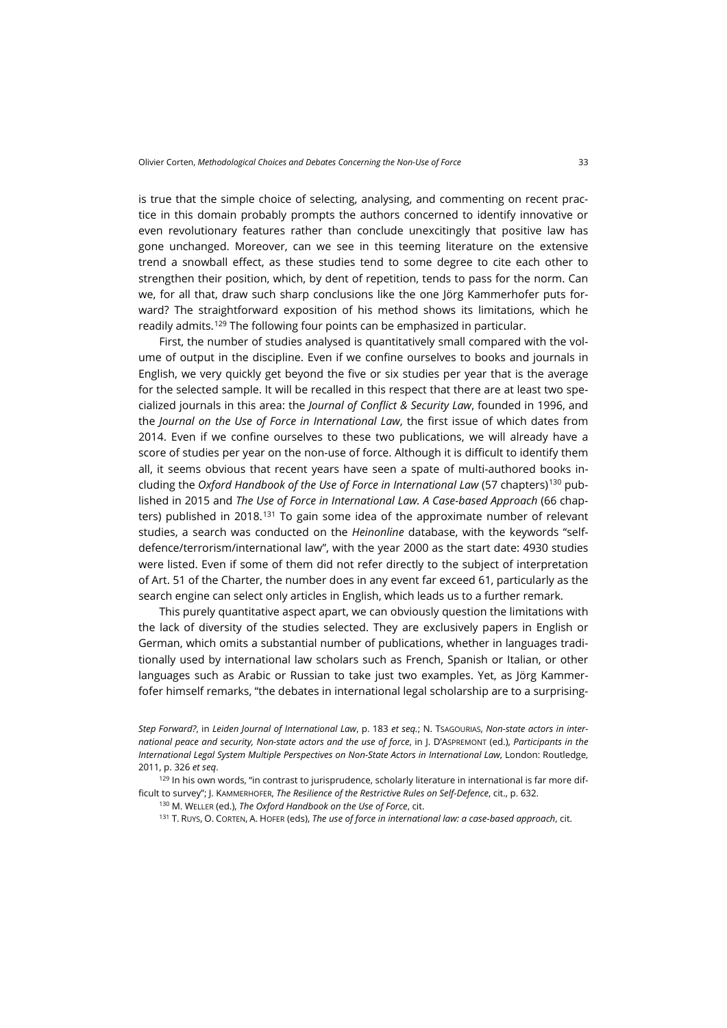is true that the simple choice of selecting, analysing, and commenting on recent practice in this domain probably prompts the authors concerned to identify innovative or even revolutionary features rather than conclude unexcitingly that positive law has gone unchanged. Moreover, can we see in this teeming literature on the extensive trend a snowball effect, as these studies tend to some degree to cite each other to strengthen their position, which, by dent of repetition, tends to pass for the norm. Can we, for all that, draw such sharp conclusions like the one Jörg Kammerhofer puts forward? The straightforward exposition of his method shows its limitations, which he readily admits.[129] The following four points can be emphasized in particular.

First, the number of studies analysed is quantitatively small compared with the volume of output in the discipline. Even if we confine ourselves to books and journals in English, we very quickly get beyond the five or six studies per year that is the average for the selected sample. It will be recalled in this respect that there are at least two specialized journals in this area: the *Journal of Conflict & Security Law*, founded in 1996, and the *Journal on the Use of Force in International Law*, the first issue of which dates from 2014. Even if we confine ourselves to these two publications, we will already have a score of studies per year on the non-use of force. Although it is difficult to identify them all, it seems obvious that recent years have seen a spate of multi-authored books including the *Oxford Handbook of the Use of Force in International Law* (57 chapters)[130] published in 2015 and *The Use of Force in International Law. A Case-based Approach* (66 chapters) published in 2018.[131] To gain some idea of the approximate number of relevant studies, a search was conducted on the *Heinonline* database, with the keywords "self-defence/terrorism/international law", with the year 2000 as the start date: 4930 studies were listed. Even if some of them did not refer directly to the subject of interpretation of Art. 51 of the Charter, the number does in any event far exceed 61, particularly as the search engine can select only articles in English, which leads us to a further remark.

This purely quantitative aspect apart, we can obviously question the limitations with the lack of diversity of the studies selected. They are exclusively papers in English or German, which omits a substantial number of publications, whether in languages traditionally used by international law scholars such as French, Spanish or Italian, or other languages such as Arabic or Russian to take just two examples. Yet, as Jörg Kammerfofer himself remarks, "the debates in international legal scholarship are to a surprising-

*Step Forward?*, in *Leiden Journal of International Law*, p. 183 *et seq.*; N. TSAGOURIAS, *Non-state actors in international peace and security, Non-state actors and the use of force*, in J. D'ASPREMONT (ed.), *Participants in the International Legal System Multiple Perspectives on Non-State Actors in International Law*, London: Routledge, 2011, p. 326 *et seq*.

[129] In his own words, "in contrast to jurisprudence, scholarly literature in international is far more difficult to survey"; J. KAMMERHOFER, *The Resilience of the Restrictive Rules on Self-Defence*, cit., p. 632.

[130] M. WELLER (ed.), *The Oxford Handbook on the Use of Force*, cit.

[131] T. RUYS, O. CORTEN, A. HOFER (eds), *The use of force in international law: a case-based approach*, cit.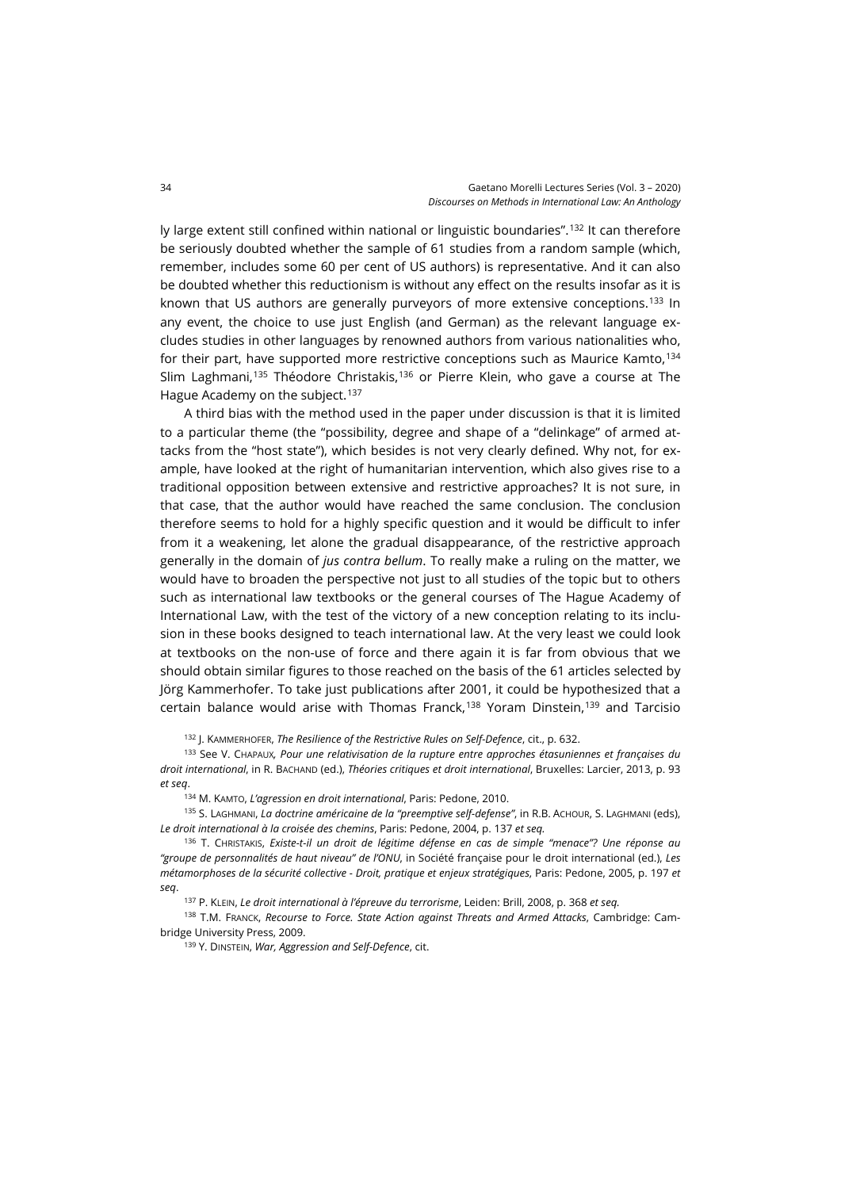ly large extent still confined within national or linguistic boundaries".[132] It can therefore be seriously doubted whether the sample of 61 studies from a random sample (which, remember, includes some 60 per cent of US authors) is representative. And it can also be doubted whether this reductionism is without any effect on the results insofar as it is known that US authors are generally purveyors of more extensive conceptions.[133] In any event, the choice to use just English (and German) as the relevant language excludes studies in other languages by renowned authors from various nationalities who, for their part, have supported more restrictive conceptions such as Maurice Kamto,[134] Slim Laghmani,[135] Théodore Christakis,[136] or Pierre Klein, who gave a course at The Hague Academy on the subject.[137]

A third bias with the method used in the paper under discussion is that it is limited to a particular theme (the "possibility, degree and shape of a "delinkage" of armed attacks from the "host state"), which besides is not very clearly defined. Why not, for example, have looked at the right of humanitarian intervention, which also gives rise to a traditional opposition between extensive and restrictive approaches? It is not sure, in that case, that the author would have reached the same conclusion. The conclusion therefore seems to hold for a highly specific question and it would be difficult to infer from it a weakening, let alone the gradual disappearance, of the restrictive approach generally in the domain of *jus contra bellum*. To really make a ruling on the matter, we would have to broaden the perspective not just to all studies of the topic but to others such as international law textbooks or the general courses of The Hague Academy of International Law, with the test of the victory of a new conception relating to its inclusion in these books designed to teach international law. At the very least we could look at textbooks on the non-use of force and there again it is far from obvious that we should obtain similar figures to those reached on the basis of the 61 articles selected by Jörg Kammerhofer. To take just publications after 2001, it could be hypothesized that a certain balance would arise with Thomas Franck,[138] Yoram Dinstein,[139] and Tarcisio

[132] J. KAMMERHOFER, *The Resilience of the Restrictive Rules on Self-Defence*, cit., p. 632.

[133] See V. CHAPAUX, *Pour une relativisation de la rupture entre approches étasuniennes et françaises du droit international*, in R. BACHAND (ed.), *Théories critiques et droit international*, Bruxelles: Larcier, 2013, p. 93 *et seq*.

[134] M. KAMTO, *L'agression en droit international*, Paris: Pedone, 2010.

[135] S. LAGHMANI, *La doctrine américaine de la "preemptive self-defense"*, in R.B. ACHOUR, S. LAGHMANI (eds), *Le droit international à la croisée des chemins*, Paris: Pedone, 2004, p. 137 *et seq.*

[136] T. CHRISTAKIS, *Existe-t-il un droit de légitime défense en cas de simple "menace"? Une réponse au "groupe de personnalités de haut niveau" de l'ONU*, in Société française pour le droit international (ed.), *Les métamorphoses de la sécurité collective - Droit, pratique et enjeux stratégiques*, Paris: Pedone, 2005, p. 197 *et seq*.

[137] P. KLEIN, *Le droit international à l'épreuve du terrorisme*, Leiden: Brill, 2008, p. 368 *et seq.*

[138] T.M. FRANCK, *Recourse to Force. State Action against Threats and Armed Attacks*, Cambridge: Cambridge University Press, 2009.

[139] Y. DINSTEIN, *War, Aggression and Self-Defence*, cit.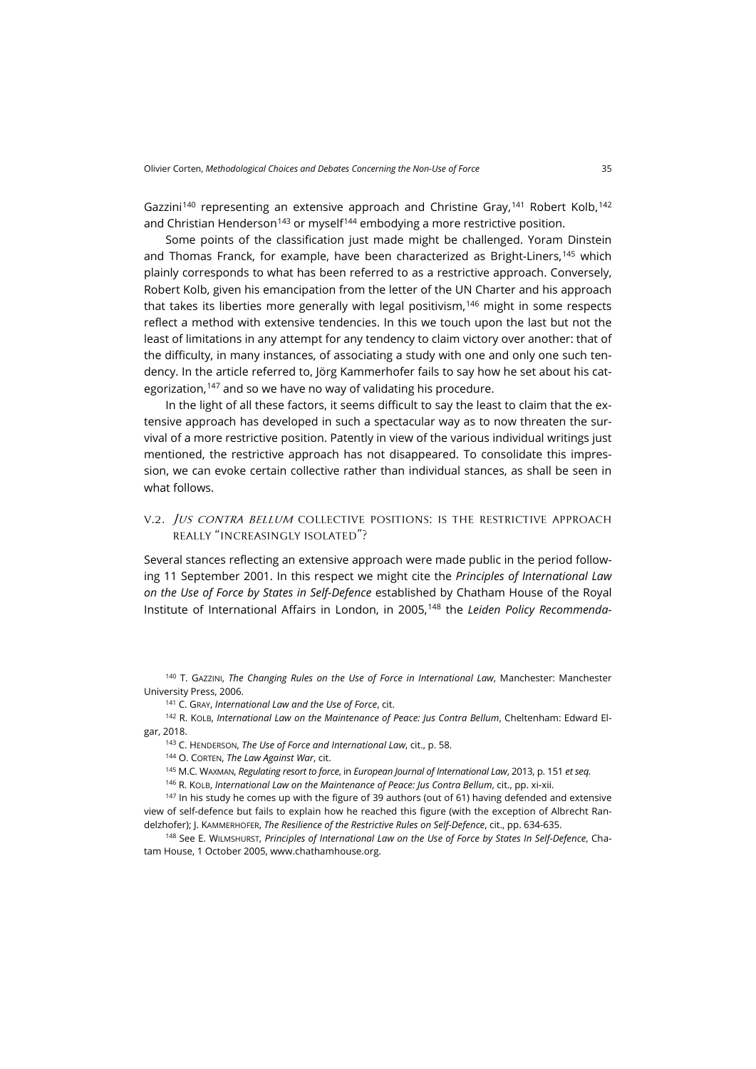Gazzini[140] representing an extensive approach and Christine Gray,[141] Robert Kolb,[142] and Christian Henderson[143] or myself[144] embodying a more restrictive position.

Some points of the classification just made might be challenged. Yoram Dinstein and Thomas Franck, for example, have been characterized as Bright-Liners,[145] which plainly corresponds to what has been referred to as a restrictive approach. Conversely, Robert Kolb, given his emancipation from the letter of the UN Charter and his approach that takes its liberties more generally with legal positivism,[146] might in some respects reflect a method with extensive tendencies. In this we touch upon the last but not the least of limitations in any attempt for any tendency to claim victory over another: that of the difficulty, in many instances, of associating a study with one and only one such tendency. In the article referred to, Jörg Kammerhofer fails to say how he set about his categorization,[147] and so we have no way of validating his procedure.

In the light of all these factors, it seems difficult to say the least to claim that the extensive approach has developed in such a spectacular way as to now threaten the survival of a more restrictive position. Patently in view of the various individual writings just mentioned, the restrictive approach has not disappeared. To consolidate this impression, we can evoke certain collective rather than individual stances, as shall be seen in what follows.

## V.2. *Jus contra bellum* collective positions: is the restrictive approach really "increasingly isolated"?

Several stances reflecting an extensive approach were made public in the period following 11 September 2001. In this respect we might cite the *Principles of International Law on the Use of Force by States in Self-Defence* established by Chatham House of the Royal Institute of International Affairs in London, in 2005,[148] the *Leiden Policy Recommenda-*

---

[140] T. Gazzini, *The Changing Rules on the Use of Force in International Law*, Manchester: Manchester University Press, 2006.

[141] C. Gray, *International Law and the Use of Force*, cit.

[142] R. Kolb, *International Law on the Maintenance of Peace: Jus Contra Bellum*, Cheltenham: Edward Elgar, 2018.

[143] C. Henderson, *The Use of Force and International Law*, cit., p. 58.

[144] O. Corten, *The Law Against War*, cit.

[145] M.C. Waxman, *Regulating resort to force*, in *European Journal of International Law*, 2013, p. 151 *et seq.*

[146] R. Kolb, *International Law on the Maintenance of Peace: Jus Contra Bellum*, cit., pp. xi-xii.

[147] In his study he comes up with the figure of 39 authors (out of 61) having defended and extensive view of self-defence but fails to explain how he reached this figure (with the exception of Albrecht Randelzhofer); J. Kammerhofer, *The Resilience of the Restrictive Rules on Self-Defence*, cit., pp. 634-635.

[148] See E. Wilmshurst, *Principles of International Law on the Use of Force by States In Self-Defence*, Chatam House, 1 October 2005, www.chathamhouse.org.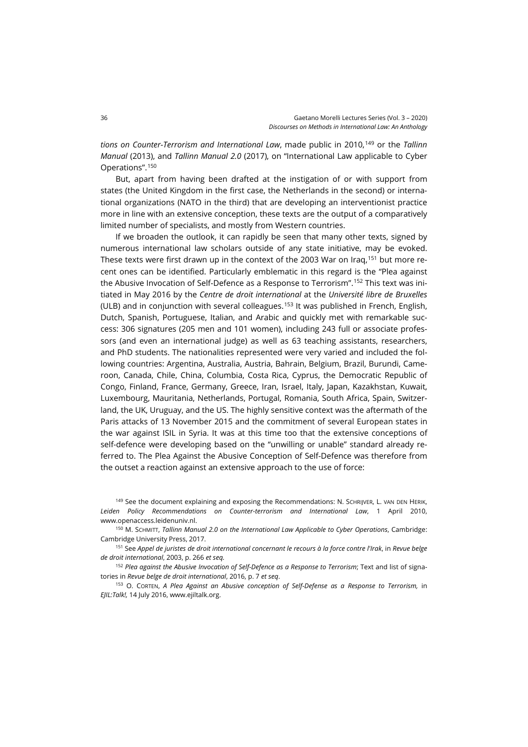*tions on Counter-Terrorism and International Law*, made public in 2010,[149] or the *Tallinn Manual* (2013), and *Tallinn Manual 2.0* (2017), on "International Law applicable to Cyber Operations".[150]

But, apart from having been drafted at the instigation of or with support from states (the United Kingdom in the first case, the Netherlands in the second) or international organizations (NATO in the third) that are developing an interventionist practice more in line with an extensive conception, these texts are the output of a comparatively limited number of specialists, and mostly from Western countries.

If we broaden the outlook, it can rapidly be seen that many other texts, signed by numerous international law scholars outside of any state initiative, may be evoked. These texts were first drawn up in the context of the 2003 War on Iraq,[151] but more recent ones can be identified. Particularly emblematic in this regard is the "Plea against the Abusive Invocation of Self-Defence as a Response to Terrorism".[152] This text was initiated in May 2016 by the *Centre de droit international* at the *Université libre de Bruxelles* (ULB) and in conjunction with several colleagues.[153] It was published in French, English, Dutch, Spanish, Portuguese, Italian, and Arabic and quickly met with remarkable success: 306 signatures (205 men and 101 women), including 243 full or associate professors (and even an international judge) as well as 63 teaching assistants, researchers, and PhD students. The nationalities represented were very varied and included the following countries: Argentina, Australia, Austria, Bahrain, Belgium, Brazil, Burundi, Cameroon, Canada, Chile, China, Columbia, Costa Rica, Cyprus, the Democratic Republic of Congo, Finland, France, Germany, Greece, Iran, Israel, Italy, Japan, Kazakhstan, Kuwait, Luxembourg, Mauritania, Netherlands, Portugal, Romania, South Africa, Spain, Switzerland, the UK, Uruguay, and the US. The highly sensitive context was the aftermath of the Paris attacks of 13 November 2015 and the commitment of several European states in the war against ISIL in Syria. It was at this time too that the extensive conceptions of self-defence were developing based on the "unwilling or unable" standard already referred to. The Plea Against the Abusive Conception of Self-Defence was therefore from the outset a reaction against an extensive approach to the use of force:

[149] See the document explaining and exposing the Recommendations: N. Schrijver, L. van den Herik, *Leiden Policy Recommendations on Counter-terrorism and International Law*, 1 April 2010, www.openaccess.leidenuniv.nl.

[150] M. Schmitt, *Tallinn Manual 2.0 on the International Law Applicable to Cyber Operations*, Cambridge: Cambridge University Press, 2017.

[151] See *Appel de juristes de droit international concernant le recours à la force contre l'Irak*, in *Revue belge de droit international*, 2003, p. 266 *et seq.*

[152] *Plea against the Abusive Invocation of Self-Defence as a Response to Terrorism*; Text and list of signatories in *Revue belge de droit international*, 2016, p. 7 *et seq*.

[153] O. Corten, *A Plea Against an Abusive conception of Self-Defense as a Response to Terrorism,* in *EJIL:Talk!,* 14 July 2016, www.ejiltalk.org.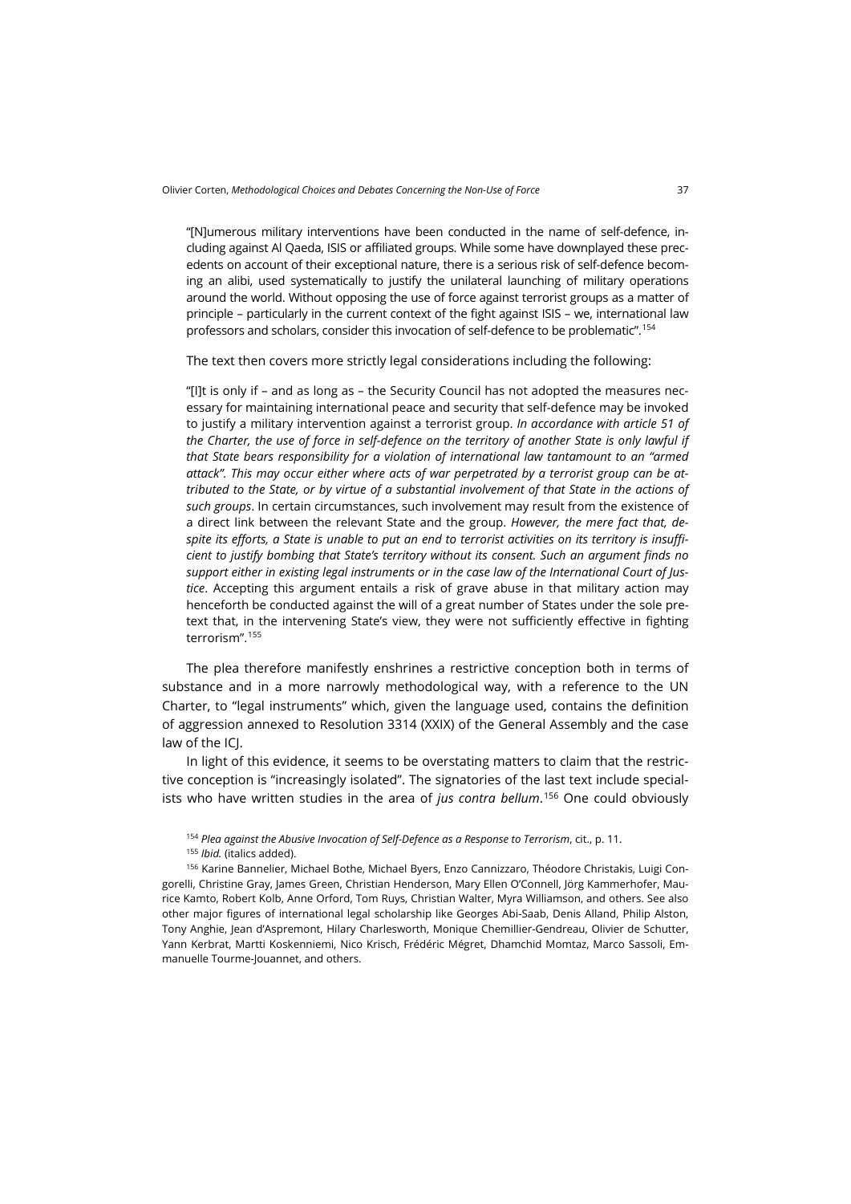"[N]umerous military interventions have been conducted in the name of self-defence, including against Al Qaeda, ISIS or affiliated groups. While some have downplayed these precedents on account of their exceptional nature, there is a serious risk of self-defence becoming an alibi, used systematically to justify the unilateral launching of military operations around the world. Without opposing the use of force against terrorist groups as a matter of principle – particularly in the current context of the fight against ISIS – we, international law professors and scholars, consider this invocation of self-defence to be problematic".[154]

The text then covers more strictly legal considerations including the following:

"[I]t is only if – and as long as – the Security Council has not adopted the measures necessary for maintaining international peace and security that self-defence may be invoked to justify a military intervention against a terrorist group. *In accordance with article 51 of the Charter, the use of force in self-defence on the territory of another State is only lawful if that State bears responsibility for a violation of international law tantamount to an "armed attack". This may occur either where acts of war perpetrated by a terrorist group can be attributed to the State, or by virtue of a substantial involvement of that State in the actions of such groups*. In certain circumstances, such involvement may result from the existence of a direct link between the relevant State and the group. *However, the mere fact that, despite its efforts, a State is unable to put an end to terrorist activities on its territory is insufficient to justify bombing that State's territory without its consent. Such an argument finds no support either in existing legal instruments or in the case law of the International Court of Justice*. Accepting this argument entails a risk of grave abuse in that military action may henceforth be conducted against the will of a great number of States under the sole pretext that, in the intervening State's view, they were not sufficiently effective in fighting terrorism".[155]

The plea therefore manifestly enshrines a restrictive conception both in terms of substance and in a more narrowly methodological way, with a reference to the UN Charter, to "legal instruments" which, given the language used, contains the definition of aggression annexed to Resolution 3314 (XXIX) of the General Assembly and the case law of the ICJ.

In light of this evidence, it seems to be overstating matters to claim that the restrictive conception is "increasingly isolated". The signatories of the last text include specialists who have written studies in the area of *jus contra bellum*.[156] One could obviously

[154] *Plea against the Abusive Invocation of Self-Defence as a Response to Terrorism*, cit., p. 11.

[155] *Ibid.* (italics added).

[156] Karine Bannelier, Michael Bothe, Michael Byers, Enzo Cannizzaro, Théodore Christakis, Luigi Condorelli, Christine Gray, James Green, Christian Henderson, Mary Ellen O'Connell, Jörg Kammerhofer, Maurice Kamto, Robert Kolb, Anne Orford, Tom Ruys, Christian Walter, Myra Williamson, and others. See also other major figures of international legal scholarship like Georges Abi-Saab, Denis Alland, Philip Alston, Tony Anghie, Jean d'Aspremont, Hilary Charlesworth, Monique Chemillier-Gendreau, Olivier de Schutter, Yann Kerbrat, Martti Koskenniemi, Nico Krisch, Frédéric Mégret, Dhamchid Momtaz, Marco Sassoli, Emmanuelle Tourme-Jouannet, and others.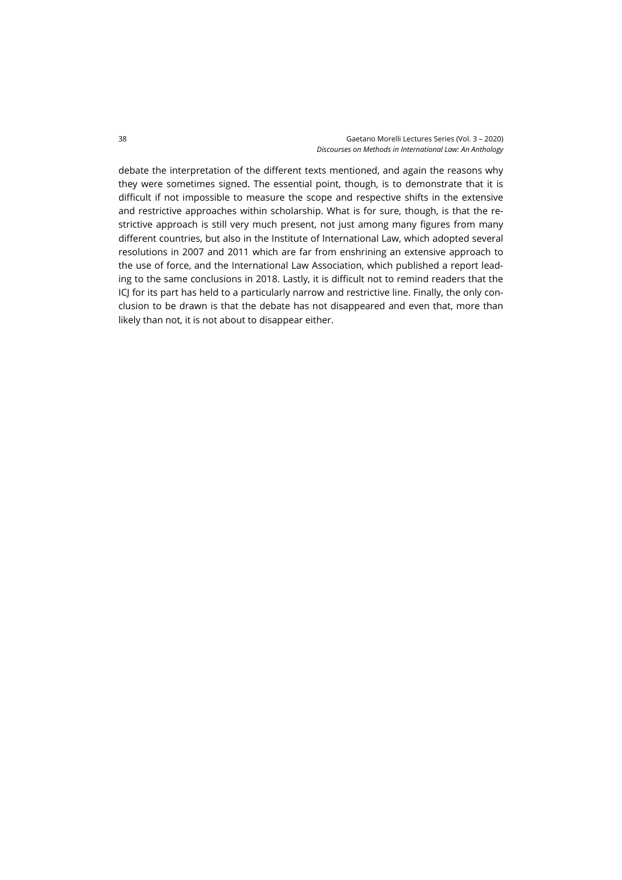debate the interpretation of the different texts mentioned, and again the reasons why they were sometimes signed. The essential point, though, is to demonstrate that it is difficult if not impossible to measure the scope and respective shifts in the extensive and restrictive approaches within scholarship. What is for sure, though, is that the restrictive approach is still very much present, not just among many figures from many different countries, but also in the Institute of International Law, which adopted several resolutions in 2007 and 2011 which are far from enshrining an extensive approach to the use of force, and the International Law Association, which published a report leading to the same conclusions in 2018. Lastly, it is difficult not to remind readers that the ICJ for its part has held to a particularly narrow and restrictive line. Finally, the only conclusion to be drawn is that the debate has not disappeared and even that, more than likely than not, it is not about to disappear either.